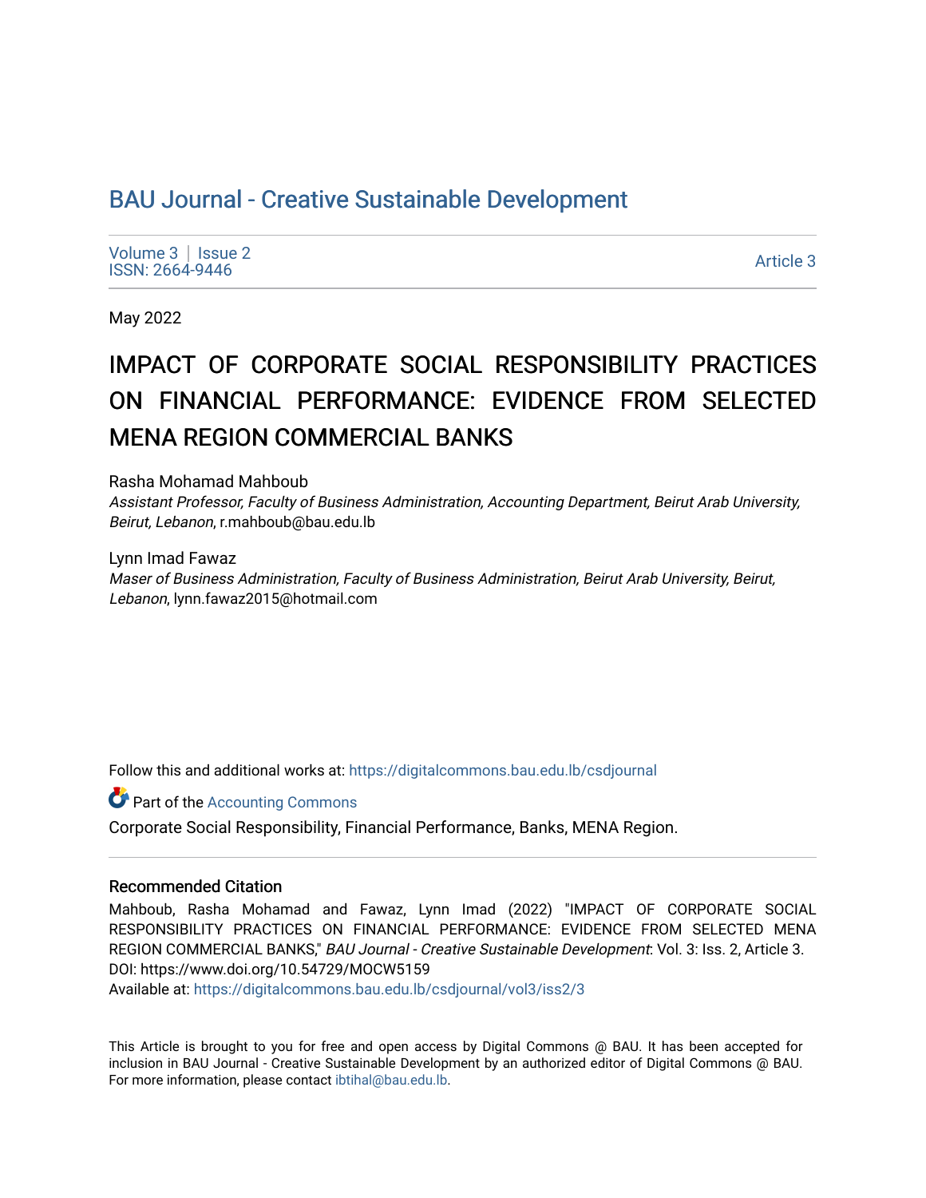# BAU Journal - Creative Sustainable Development

Volume 3 | Issue 2
ISSN: 2664-9446

Article 3

May 2022

## IMPACT OF CORPORATE SOCIAL RESPONSIBILITY PRACTICES ON FINANCIAL PERFORMANCE: EVIDENCE FROM SELECTED MENA REGION COMMERCIAL BANKS

Rasha Mohamad Mahboub
*Assistant Professor, Faculty of Business Administration, Accounting Department, Beirut Arab University, Beirut, Lebanon*, r.mahboub@bau.edu.lb

Lynn Imad Fawaz
*Maser of Business Administration, Faculty of Business Administration, Beirut Arab University, Beirut, Lebanon*, lynn.fawaz2015@hotmail.com

Follow this and additional works at: https://digitalcommons.bau.edu.lb/csdjournal

Part of the Accounting Commons

Corporate Social Responsibility, Financial Performance, Banks, MENA Region.

### Recommended Citation

Mahboub, Rasha Mohamad and Fawaz, Lynn Imad (2022) "IMPACT OF CORPORATE SOCIAL RESPONSIBILITY PRACTICES ON FINANCIAL PERFORMANCE: EVIDENCE FROM SELECTED MENA REGION COMMERCIAL BANKS," *BAU Journal - Creative Sustainable Development*: Vol. 3: Iss. 2, Article 3.
DOI: https://www.doi.org/10.54729/MOCW5159
Available at: https://digitalcommons.bau.edu.lb/csdjournal/vol3/iss2/3

This Article is brought to you for free and open access by Digital Commons @ BAU. It has been accepted for inclusion in BAU Journal - Creative Sustainable Development by an authorized editor of Digital Commons @ BAU. For more information, please contact ibtihal@bau.edu.lb.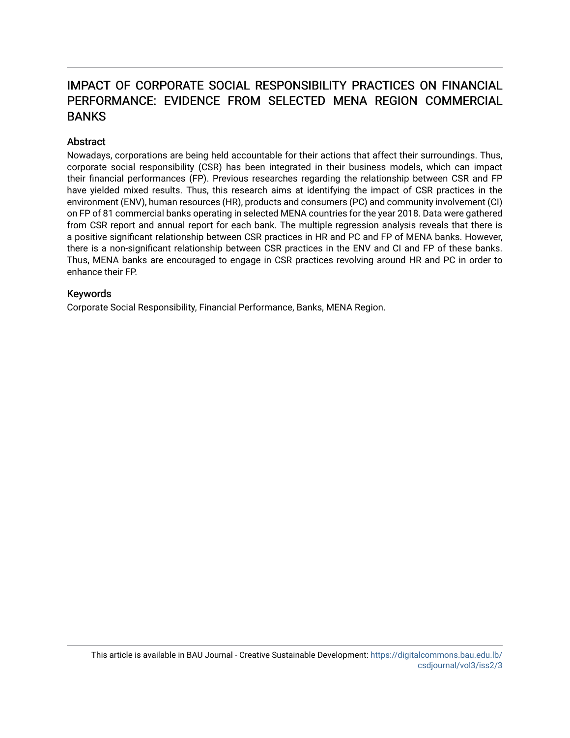# IMPACT OF CORPORATE SOCIAL RESPONSIBILITY PRACTICES ON FINANCIAL PERFORMANCE: EVIDENCE FROM SELECTED MENA REGION COMMERCIAL BANKS

## Abstract

Nowadays, corporations are being held accountable for their actions that affect their surroundings. Thus, corporate social responsibility (CSR) has been integrated in their business models, which can impact their financial performances (FP). Previous researches regarding the relationship between CSR and FP have yielded mixed results. Thus, this research aims at identifying the impact of CSR practices in the environment (ENV), human resources (HR), products and consumers (PC) and community involvement (CI) on FP of 81 commercial banks operating in selected MENA countries for the year 2018. Data were gathered from CSR report and annual report for each bank. The multiple regression analysis reveals that there is a positive significant relationship between CSR practices in HR and PC and FP of MENA banks. However, there is a non-significant relationship between CSR practices in the ENV and CI and FP of these banks. Thus, MENA banks are encouraged to engage in CSR practices revolving around HR and PC in order to enhance their FP.

## Keywords

Corporate Social Responsibility, Financial Performance, Banks, MENA Region.

This article is available in BAU Journal - Creative Sustainable Development: https://digitalcommons.bau.edu.lb/csdjournal/vol3/iss2/3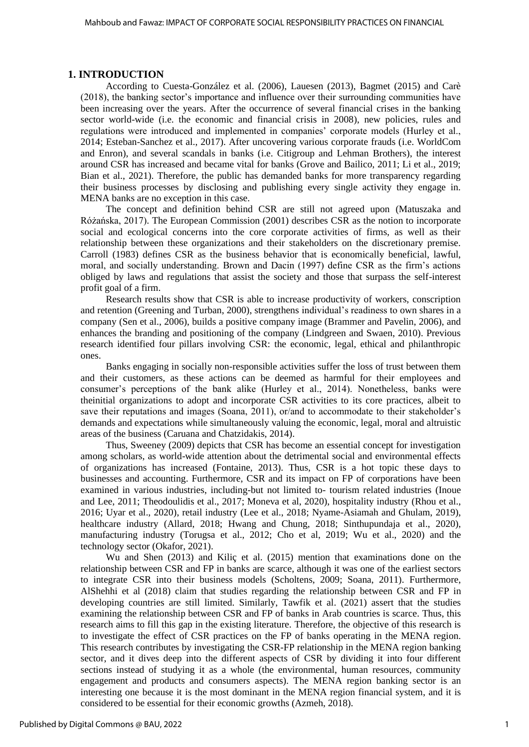## 1. INTRODUCTION

According to Cuesta-González et al. (2006), Lauesen (2013), Bagmet (2015) and Carè (2018), the banking sector's importance and influence over their surrounding communities have been increasing over the years. After the occurrence of several financial crises in the banking sector world-wide (i.e. the economic and financial crisis in 2008), new policies, rules and regulations were introduced and implemented in companies' corporate models (Hurley et al., 2014; Esteban-Sanchez et al., 2017). After uncovering various corporate frauds (i.e. WorldCom and Enron), and several scandals in banks (i.e. Citigroup and Lehman Brothers), the interest around CSR has increased and became vital for banks (Grove and Bailico, 2011; Li et al., 2019; Bian et al., 2021). Therefore, the public has demanded banks for more transparency regarding their business processes by disclosing and publishing every single activity they engage in. MENA banks are no exception in this case.

The concept and definition behind CSR are still not agreed upon (Matuszaka and Różańska, 2017). The European Commission (2001) describes CSR as the notion to incorporate social and ecological concerns into the core corporate activities of firms, as well as their relationship between these organizations and their stakeholders on the discretionary premise. Carroll (1983) defines CSR as the business behavior that is economically beneficial, lawful, moral, and socially understanding. Brown and Dacin (1997) define CSR as the firm's actions obliged by laws and regulations that assist the society and those that surpass the self-interest profit goal of a firm.

Research results show that CSR is able to increase productivity of workers, conscription and retention (Greening and Turban, 2000), strengthens individual's readiness to own shares in a company (Sen et al., 2006), builds a positive company image (Brammer and Pavelin, 2006), and enhances the branding and positioning of the company (Lindgreen and Swaen, 2010). Previous research identified four pillars involving CSR: the economic, legal, ethical and philanthropic ones.

Banks engaging in socially non-responsible activities suffer the loss of trust between them and their customers, as these actions can be deemed as harmful for their employees and consumer's perceptions of the bank alike (Hurley et al., 2014). Nonetheless, banks were theinitial organizations to adopt and incorporate CSR activities to its core practices, albeit to save their reputations and images (Soana, 2011), or/and to accommodate to their stakeholder's demands and expectations while simultaneously valuing the economic, legal, moral and altruistic areas of the business (Caruana and Chatzidakis, 2014).

Thus, Sweeney (2009) depicts that CSR has become an essential concept for investigation among scholars, as world-wide attention about the detrimental social and environmental effects of organizations has increased (Fontaine, 2013). Thus, CSR is a hot topic these days to businesses and accounting. Furthermore, CSR and its impact on FP of corporations have been examined in various industries, including-but not limited to- tourism related industries (Inoue and Lee, 2011; Theodoulidis et al., 2017; Moneva et al, 2020), hospitality industry (Rhou et al., 2016; Uyar et al., 2020), retail industry (Lee et al., 2018; Nyame-Asiamah and Ghulam, 2019), healthcare industry (Allard, 2018; Hwang and Chung, 2018; Sinthupundaja et al., 2020), manufacturing industry (Torugsa et al., 2012; Cho et al, 2019; Wu et al., 2020) and the technology sector (Okafor, 2021).

Wu and Shen (2013) and Kiliç et al. (2015) mention that examinations done on the relationship between CSR and FP in banks are scarce, although it was one of the earliest sectors to integrate CSR into their business models (Scholtens, 2009; Soana, 2011). Furthermore, AlShehhi et al (2018) claim that studies regarding the relationship between CSR and FP in developing countries are still limited. Similarly, Tawfik et al. (2021) assert that the studies examining the relationship between CSR and FP of banks in Arab countries is scarce. Thus, this research aims to fill this gap in the existing literature. Therefore, the objective of this research is to investigate the effect of CSR practices on the FP of banks operating in the MENA region. This research contributes by investigating the CSR-FP relationship in the MENA region banking sector, and it dives deep into the different aspects of CSR by dividing it into four different sections instead of studying it as a whole (the environmental, human resources, community engagement and products and consumers aspects). The MENA region banking sector is an interesting one because it is the most dominant in the MENA region financial system, and it is considered to be essential for their economic growths (Azmeh, 2018).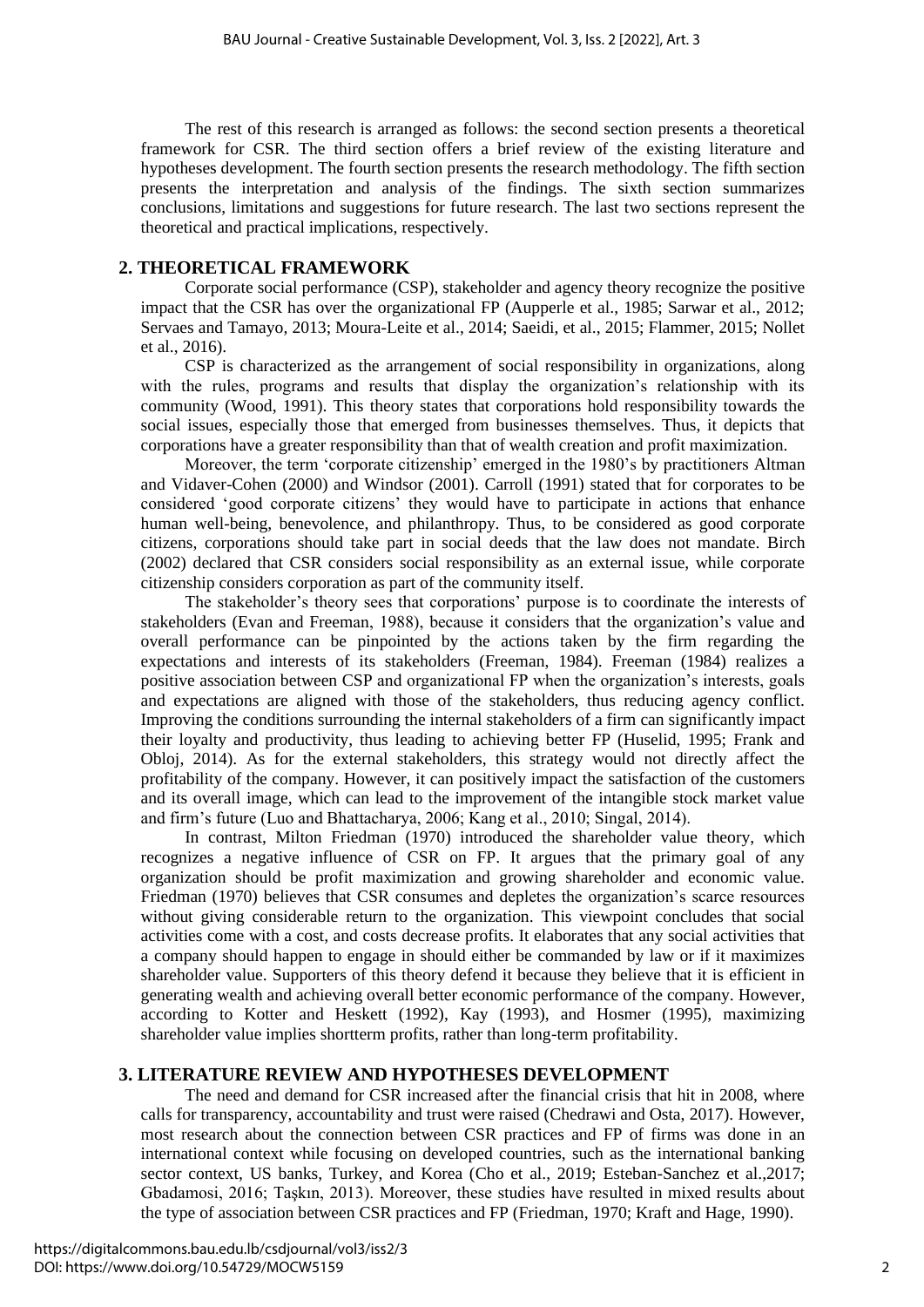The rest of this research is arranged as follows: the second section presents a theoretical framework for CSR. The third section offers a brief review of the existing literature and hypotheses development. The fourth section presents the research methodology. The fifth section presents the interpretation and analysis of the findings. The sixth section summarizes conclusions, limitations and suggestions for future research. The last two sections represent the theoretical and practical implications, respectively.

## 2. THEORETICAL FRAMEWORK

Corporate social performance (CSP), stakeholder and agency theory recognize the positive impact that the CSR has over the organizational FP (Aupperle et al., 1985; Sarwar et al., 2012; Servaes and Tamayo, 2013; Moura-Leite et al., 2014; Saeidi, et al., 2015; Flammer, 2015; Nollet et al., 2016).

CSP is characterized as the arrangement of social responsibility in organizations, along with the rules, programs and results that display the organization's relationship with its community (Wood, 1991). This theory states that corporations hold responsibility towards the social issues, especially those that emerged from businesses themselves. Thus, it depicts that corporations have a greater responsibility than that of wealth creation and profit maximization.

Moreover, the term 'corporate citizenship' emerged in the 1980's by practitioners Altman and Vidaver-Cohen (2000) and Windsor (2001). Carroll (1991) stated that for corporates to be considered 'good corporate citizens' they would have to participate in actions that enhance human well-being, benevolence, and philanthropy. Thus, to be considered as good corporate citizens, corporations should take part in social deeds that the law does not mandate. Birch (2002) declared that CSR considers social responsibility as an external issue, while corporate citizenship considers corporation as part of the community itself.

The stakeholder's theory sees that corporations' purpose is to coordinate the interests of stakeholders (Evan and Freeman, 1988), because it considers that the organization's value and overall performance can be pinpointed by the actions taken by the firm regarding the expectations and interests of its stakeholders (Freeman, 1984). Freeman (1984) realizes a positive association between CSP and organizational FP when the organization's interests, goals and expectations are aligned with those of the stakeholders, thus reducing agency conflict. Improving the conditions surrounding the internal stakeholders of a firm can significantly impact their loyalty and productivity, thus leading to achieving better FP (Huselid, 1995; Frank and Obloj, 2014). As for the external stakeholders, this strategy would not directly affect the profitability of the company. However, it can positively impact the satisfaction of the customers and its overall image, which can lead to the improvement of the intangible stock market value and firm's future (Luo and Bhattacharya, 2006; Kang et al., 2010; Singal, 2014).

In contrast, Milton Friedman (1970) introduced the shareholder value theory, which recognizes a negative influence of CSR on FP. It argues that the primary goal of any organization should be profit maximization and growing shareholder and economic value. Friedman (1970) believes that CSR consumes and depletes the organization's scarce resources without giving considerable return to the organization. This viewpoint concludes that social activities come with a cost, and costs decrease profits. It elaborates that any social activities that a company should happen to engage in should either be commanded by law or if it maximizes shareholder value. Supporters of this theory defend it because they believe that it is efficient in generating wealth and achieving overall better economic performance of the company. However, according to Kotter and Heskett (1992), Kay (1993), and Hosmer (1995), maximizing shareholder value implies shortterm profits, rather than long-term profitability.

## 3. LITERATURE REVIEW AND HYPOTHESES DEVELOPMENT

The need and demand for CSR increased after the financial crisis that hit in 2008, where calls for transparency, accountability and trust were raised (Chedrawi and Osta, 2017). However, most research about the connection between CSR practices and FP of firms was done in an international context while focusing on developed countries, such as the international banking sector context, US banks, Turkey, and Korea (Cho et al., 2019; Esteban-Sanchez et al.,2017; Gbadamosi, 2016; Taşkın, 2013). Moreover, these studies have resulted in mixed results about the type of association between CSR practices and FP (Friedman, 1970; Kraft and Hage, 1990).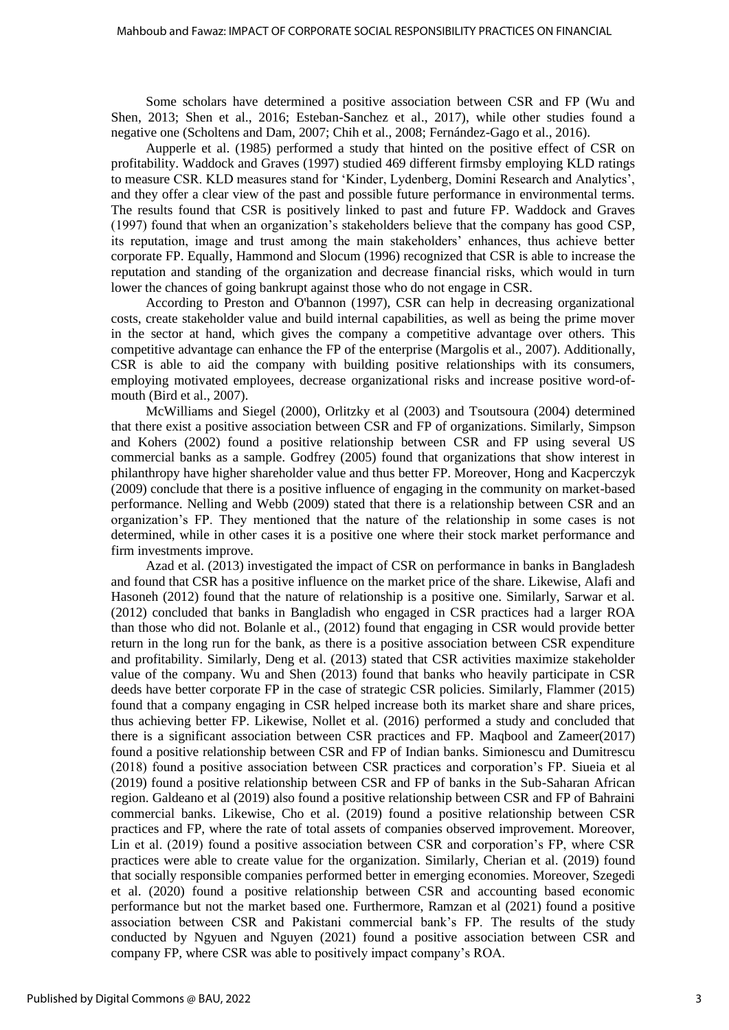Some scholars have determined a positive association between CSR and FP (Wu and Shen, 2013; Shen et al., 2016; Esteban-Sanchez et al., 2017), while other studies found a negative one (Scholtens and Dam, 2007; Chih et al., 2008; Fernández-Gago et al., 2016).

Aupperle et al. (1985) performed a study that hinted on the positive effect of CSR on profitability. Waddock and Graves (1997) studied 469 different firmsby employing KLD ratings to measure CSR. KLD measures stand for 'Kinder, Lydenberg, Domini Research and Analytics', and they offer a clear view of the past and possible future performance in environmental terms. The results found that CSR is positively linked to past and future FP. Waddock and Graves (1997) found that when an organization's stakeholders believe that the company has good CSP, its reputation, image and trust among the main stakeholders' enhances, thus achieve better corporate FP. Equally, Hammond and Slocum (1996) recognized that CSR is able to increase the reputation and standing of the organization and decrease financial risks, which would in turn lower the chances of going bankrupt against those who do not engage in CSR.

According to Preston and O'bannon (1997), CSR can help in decreasing organizational costs, create stakeholder value and build internal capabilities, as well as being the prime mover in the sector at hand, which gives the company a competitive advantage over others. This competitive advantage can enhance the FP of the enterprise (Margolis et al., 2007). Additionally, CSR is able to aid the company with building positive relationships with its consumers, employing motivated employees, decrease organizational risks and increase positive word-of-mouth (Bird et al., 2007).

McWilliams and Siegel (2000), Orlitzky et al (2003) and Tsoutsoura (2004) determined that there exist a positive association between CSR and FP of organizations. Similarly, Simpson and Kohers (2002) found a positive relationship between CSR and FP using several US commercial banks as a sample. Godfrey (2005) found that organizations that show interest in philanthropy have higher shareholder value and thus better FP. Moreover, Hong and Kacperczyk (2009) conclude that there is a positive influence of engaging in the community on market-based performance. Nelling and Webb (2009) stated that there is a relationship between CSR and an organization's FP. They mentioned that the nature of the relationship in some cases is not determined, while in other cases it is a positive one where their stock market performance and firm investments improve.

Azad et al. (2013) investigated the impact of CSR on performance in banks in Bangladesh and found that CSR has a positive influence on the market price of the share. Likewise, Alafi and Hasoneh (2012) found that the nature of relationship is a positive one. Similarly, Sarwar et al. (2012) concluded that banks in Bangladish who engaged in CSR practices had a larger ROA than those who did not. Bolanle et al., (2012) found that engaging in CSR would provide better return in the long run for the bank, as there is a positive association between CSR expenditure and profitability. Similarly, Deng et al. (2013) stated that CSR activities maximize stakeholder value of the company. Wu and Shen (2013) found that banks who heavily participate in CSR deeds have better corporate FP in the case of strategic CSR policies. Similarly, Flammer (2015) found that a company engaging in CSR helped increase both its market share and share prices, thus achieving better FP. Likewise, Nollet et al. (2016) performed a study and concluded that there is a significant association between CSR practices and FP. Maqbool and Zameer(2017) found a positive relationship between CSR and FP of Indian banks. Simionescu and Dumitrescu (2018) found a positive association between CSR practices and corporation's FP. Siueia et al (2019) found a positive relationship between CSR and FP of banks in the Sub-Saharan African region. Galdeano et al (2019) also found a positive relationship between CSR and FP of Bahraini commercial banks. Likewise, Cho et al. (2019) found a positive relationship between CSR practices and FP, where the rate of total assets of companies observed improvement. Moreover, Lin et al. (2019) found a positive association between CSR and corporation's FP, where CSR practices were able to create value for the organization. Similarly, Cherian et al. (2019) found that socially responsible companies performed better in emerging economies. Moreover, Szegedi et al. (2020) found a positive relationship between CSR and accounting based economic performance but not the market based one. Furthermore, Ramzan et al (2021) found a positive association between CSR and Pakistani commercial bank's FP. The results of the study conducted by Ngyuen and Nguyen (2021) found a positive association between CSR and company FP, where CSR was able to positively impact company's ROA.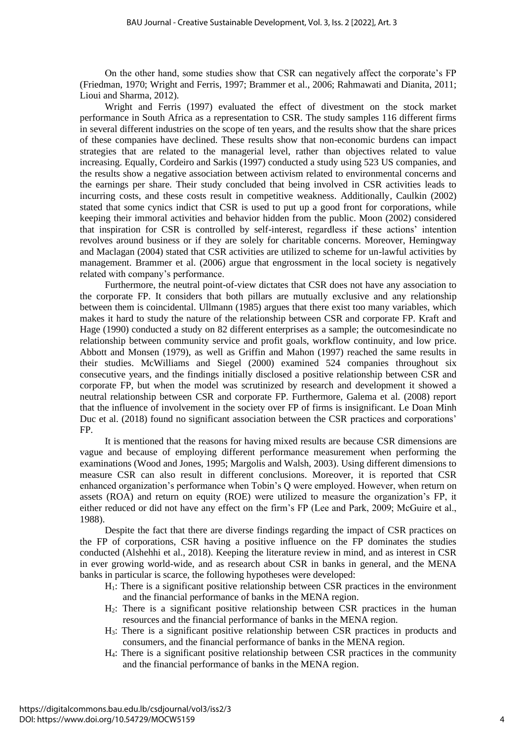On the other hand, some studies show that CSR can negatively affect the corporate's FP (Friedman, 1970; Wright and Ferris, 1997; Brammer et al., 2006; Rahmawati and Dianita, 2011; Lioui and Sharma, 2012).

Wright and Ferris (1997) evaluated the effect of divestment on the stock market performance in South Africa as a representation to CSR. The study samples 116 different firms in several different industries on the scope of ten years, and the results show that the share prices of these companies have declined. These results show that non-economic burdens can impact strategies that are related to the managerial level, rather than objectives related to value increasing. Equally, Cordeiro and Sarkis (1997) conducted a study using 523 US companies, and the results show a negative association between activism related to environmental concerns and the earnings per share. Their study concluded that being involved in CSR activities leads to incurring costs, and these costs result in competitive weakness. Additionally, Caulkin (2002) stated that some cynics indict that CSR is used to put up a good front for corporations, while keeping their immoral activities and behavior hidden from the public. Moon (2002) considered that inspiration for CSR is controlled by self-interest, regardless if these actions' intention revolves around business or if they are solely for charitable concerns. Moreover, Hemingway and Maclagan (2004) stated that CSR activities are utilized to scheme for un-lawful activities by management. Brammer et al. (2006) argue that engrossment in the local society is negatively related with company's performance.

Furthermore, the neutral point-of-view dictates that CSR does not have any association to the corporate FP. It considers that both pillars are mutually exclusive and any relationship between them is coincidental. Ullmann (1985) argues that there exist too many variables, which makes it hard to study the nature of the relationship between CSR and corporate FP. Kraft and Hage (1990) conducted a study on 82 different enterprises as a sample; the outcomesindicate no relationship between community service and profit goals, workflow continuity, and low price. Abbott and Monsen (1979), as well as Griffin and Mahon (1997) reached the same results in their studies. McWilliams and Siegel (2000) examined 524 companies throughout six consecutive years, and the findings initially disclosed a positive relationship between CSR and corporate FP, but when the model was scrutinized by research and development it showed a neutral relationship between CSR and corporate FP. Furthermore, Galema et al. (2008) report that the influence of involvement in the society over FP of firms is insignificant. Le Doan Minh Duc et al. (2018) found no significant association between the CSR practices and corporations' FP.

It is mentioned that the reasons for having mixed results are because CSR dimensions are vague and because of employing different performance measurement when performing the examinations (Wood and Jones, 1995; Margolis and Walsh, 2003). Using different dimensions to measure CSR can also result in different conclusions. Moreover, it is reported that CSR enhanced organization's performance when Tobin's Q were employed. However, when return on assets (ROA) and return on equity (ROE) were utilized to measure the organization's FP, it either reduced or did not have any effect on the firm's FP (Lee and Park, 2009; McGuire et al., 1988).

Despite the fact that there are diverse findings regarding the impact of CSR practices on the FP of corporations, CSR having a positive influence on the FP dominates the studies conducted (Alshehhi et al., 2018). Keeping the literature review in mind, and as interest in CSR in ever growing world-wide, and as research about CSR in banks in general, and the MENA banks in particular is scarce, the following hypotheses were developed:

- $H_1$: There is a significant positive relationship between CSR practices in the environment and the financial performance of banks in the MENA region.
- $H_2$: There is a significant positive relationship between CSR practices in the human resources and the financial performance of banks in the MENA region.
- $H_3$: There is a significant positive relationship between CSR practices in products and consumers, and the financial performance of banks in the MENA region.
- $H_4$: There is a significant positive relationship between CSR practices in the community and the financial performance of banks in the MENA region.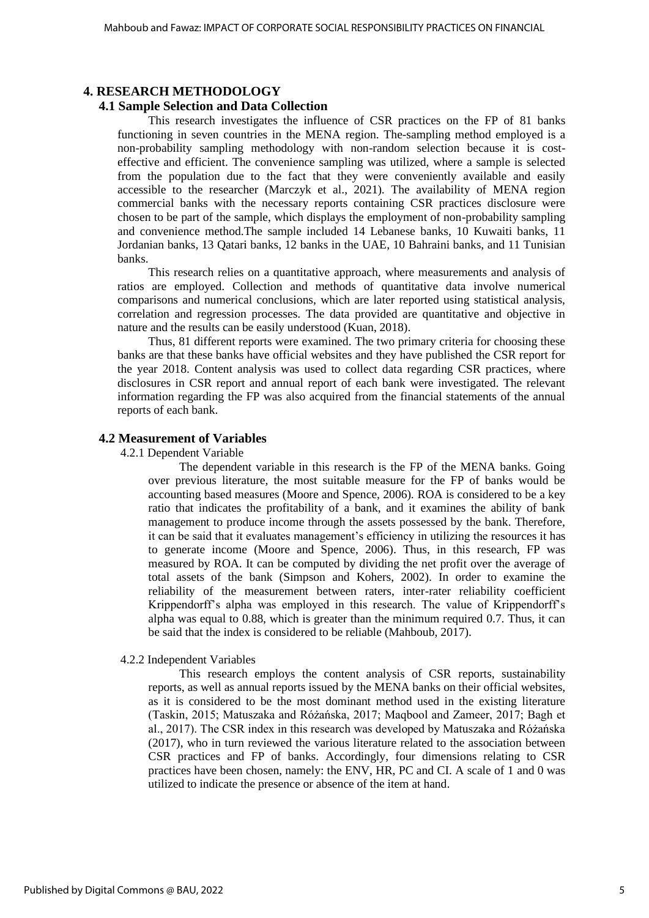# 4. RESEARCH METHODOLOGY

## 4.1 Sample Selection and Data Collection

This research investigates the influence of CSR practices on the FP of 81 banks functioning in seven countries in the MENA region. The-sampling method employed is a non-probability sampling methodology with non-random selection because it is cost-effective and efficient. The convenience sampling was utilized, where a sample is selected from the population due to the fact that they were conveniently available and easily accessible to the researcher (Marczyk et al., 2021). The availability of MENA region commercial banks with the necessary reports containing CSR practices disclosure were chosen to be part of the sample, which displays the employment of non-probability sampling and convenience method.The sample included 14 Lebanese banks, 10 Kuwaiti banks, 11 Jordanian banks, 13 Qatari banks, 12 banks in the UAE, 10 Bahraini banks, and 11 Tunisian banks.

This research relies on a quantitative approach, where measurements and analysis of ratios are employed. Collection and methods of quantitative data involve numerical comparisons and numerical conclusions, which are later reported using statistical analysis, correlation and regression processes. The data provided are quantitative and objective in nature and the results can be easily understood (Kuan, 2018).

Thus, 81 different reports were examined. The two primary criteria for choosing these banks are that these banks have official websites and they have published the CSR report for the year 2018. Content analysis was used to collect data regarding CSR practices, where disclosures in CSR report and annual report of each bank were investigated. The relevant information regarding the FP was also acquired from the financial statements of the annual reports of each bank.

## 4.2 Measurement of Variables

### 4.2.1 Dependent Variable

The dependent variable in this research is the FP of the MENA banks. Going over previous literature, the most suitable measure for the FP of banks would be accounting based measures (Moore and Spence, 2006). ROA is considered to be a key ratio that indicates the profitability of a bank, and it examines the ability of bank management to produce income through the assets possessed by the bank. Therefore, it can be said that it evaluates management's efficiency in utilizing the resources it has to generate income (Moore and Spence, 2006). Thus, in this research, FP was measured by ROA. It can be computed by dividing the net profit over the average of total assets of the bank (Simpson and Kohers, 2002). In order to examine the reliability of the measurement between raters, inter-rater reliability coefficient Krippendorff's alpha was employed in this research. The value of Krippendorff's alpha was equal to 0.88, which is greater than the minimum required 0.7. Thus, it can be said that the index is considered to be reliable (Mahboub, 2017).

### 4.2.2 Independent Variables

This research employs the content analysis of CSR reports, sustainability reports, as well as annual reports issued by the MENA banks on their official websites, as it is considered to be the most dominant method used in the existing literature (Taskin, 2015; Matuszaka and Różańska, 2017; Maqbool and Zameer, 2017; Bagh et al., 2017). The CSR index in this research was developed by Matuszaka and Różańska (2017), who in turn reviewed the various literature related to the association between CSR practices and FP of banks. Accordingly, four dimensions relating to CSR practices have been chosen, namely: the ENV, HR, PC and CI. A scale of 1 and 0 was utilized to indicate the presence or absence of the item at hand.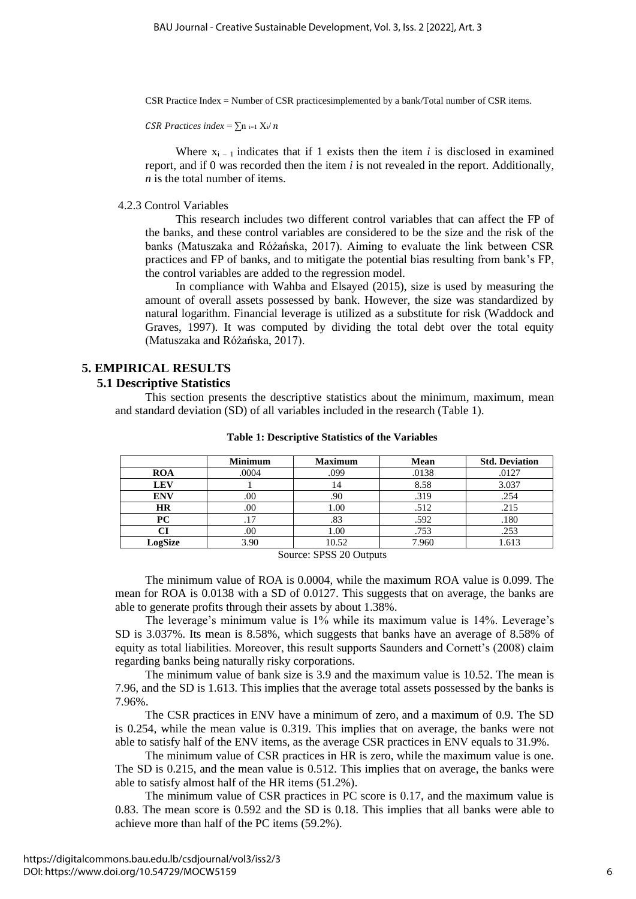CSR Practice Index = Number of CSR practicesimplemented by a bank/Total number of CSR items.

*CSR Practices index* = $\sum_{i=1}^{n} X_i / n$

Where $x_{i-1}$ indicates that if 1 exists then the item *i* is disclosed in examined report, and if 0 was recorded then the item *i* is not revealed in the report. Additionally, *n* is the total number of items.

4.2.3 Control Variables

This research includes two different control variables that can affect the FP of the banks, and these control variables are considered to be the size and the risk of the banks (Matuszaka and Różańska, 2017). Aiming to evaluate the link between CSR practices and FP of banks, and to mitigate the potential bias resulting from bank's FP, the control variables are added to the regression model.

In compliance with Wahba and Elsayed (2015), size is used by measuring the amount of overall assets possessed by bank. However, the size was standardized by natural logarithm. Financial leverage is utilized as a substitute for risk (Waddock and Graves, 1997). It was computed by dividing the total debt over the total equity (Matuszaka and Różańska, 2017).

## 5. EMPIRICAL RESULTS

### 5.1 Descriptive Statistics

This section presents the descriptive statistics about the minimum, maximum, mean and standard deviation (SD) of all variables included in the research (Table 1).

**Table 1: Descriptive Statistics of the Variables**

| | Minimum | Maximum | Mean | Std. Deviation |
|---|---|---|---|---|
| **ROA** | .0004 | .099 | .0138 | .0127 |
| **LEV** | 1 | 14 | 8.58 | 3.037 |
| **ENV** | .00 | .90 | .319 | .254 |
| **HR** | .00 | 1.00 | .512 | .215 |
| **PC** | .17 | .83 | .592 | .180 |
| **CI** | .00 | 1.00 | .753 | .253 |
| **LogSize** | 3.90 | 10.52 | 7.960 | 1.613 |

Source: SPSS 20 Outputs

The minimum value of ROA is 0.0004, while the maximum ROA value is 0.099. The mean for ROA is 0.0138 with a SD of 0.0127. This suggests that on average, the banks are able to generate profits through their assets by about 1.38%.

The leverage's minimum value is 1% while its maximum value is 14%. Leverage's SD is 3.037%. Its mean is 8.58%, which suggests that banks have an average of 8.58% of equity as total liabilities. Moreover, this result supports Saunders and Cornett's (2008) claim regarding banks being naturally risky corporations.

The minimum value of bank size is 3.9 and the maximum value is 10.52. The mean is 7.96, and the SD is 1.613. This implies that the average total assets possessed by the banks is 7.96%.

The CSR practices in ENV have a minimum of zero, and a maximum of 0.9. The SD is 0.254, while the mean value is 0.319. This implies that on average, the banks were not able to satisfy half of the ENV items, as the average CSR practices in ENV equals to 31.9%.

The minimum value of CSR practices in HR is zero, while the maximum value is one. The SD is 0.215, and the mean value is 0.512. This implies that on average, the banks were able to satisfy almost half of the HR items (51.2%).

The minimum value of CSR practices in PC score is 0.17, and the maximum value is 0.83. The mean score is 0.592 and the SD is 0.18. This implies that all banks were able to achieve more than half of the PC items (59.2%).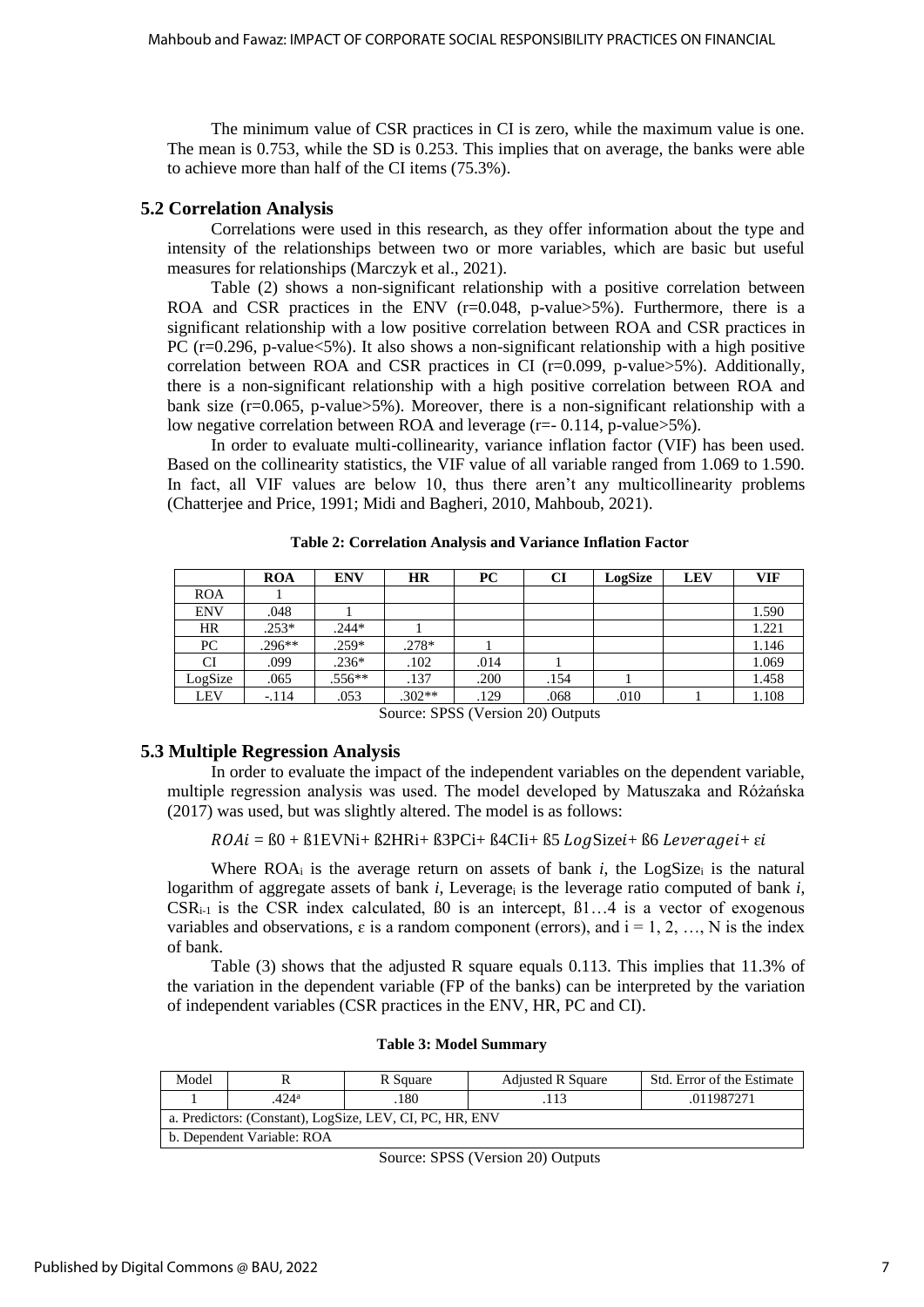The minimum value of CSR practices in CI is zero, while the maximum value is one. The mean is 0.753, while the SD is 0.253. This implies that on average, the banks were able to achieve more than half of the CI items (75.3%).

### 5.2 Correlation Analysis

Correlations were used in this research, as they offer information about the type and intensity of the relationships between two or more variables, which are basic but useful measures for relationships (Marczyk et al., 2021).

Table (2) shows a non-significant relationship with a positive correlation between ROA and CSR practices in the ENV (r=0.048, p-value>5%). Furthermore, there is a significant relationship with a low positive correlation between ROA and CSR practices in PC (r=0.296, p-value<5%). It also shows a non-significant relationship with a high positive correlation between ROA and CSR practices in CI (r=0.099, p-value>5%). Additionally, there is a non-significant relationship with a high positive correlation between ROA and bank size (r=0.065, p-value>5%). Moreover, there is a non-significant relationship with a low negative correlation between ROA and leverage (r=- 0.114, p-value>5%).

In order to evaluate multi-collinearity, variance inflation factor (VIF) has been used. Based on the collinearity statistics, the VIF value of all variable ranged from 1.069 to 1.590. In fact, all VIF values are below 10, thus there aren't any multicollinearity problems (Chatterjee and Price, 1991; Midi and Bagheri, 2010, Mahboub, 2021).

**Table 2: Correlation Analysis and Variance Inflation Factor**

| | ROA | ENV | HR | PC | CI | LogSize | LEV | VIF |
|---|---|---|---|---|---|---|---|---|
| ROA | 1 | | | | | | | |
| ENV | .048 | 1 | | | | | | 1.590 |
| HR | .253* | .244* | 1 | | | | | 1.221 |
| PC | .296** | .259* | .278* | 1 | | | | 1.146 |
| CI | .099 | .236* | .102 | .014 | 1 | | | 1.069 |
| LogSize | .065 | .556** | .137 | .200 | .154 | 1 | | 1.458 |
| LEV | -.114 | .053 | .302** | .129 | .068 | .010 | 1 | 1.108 |

Source: SPSS (Version 20) Outputs

### 5.3 Multiple Regression Analysis

In order to evaluate the impact of the independent variables on the dependent variable, multiple regression analysis was used. The model developed by Matuszaka and Różańska (2017) was used, but was slightly altered. The model is as follows:

$$ROA_i = ß0 + ß1EVN_i + ß2HR_i + ß3PC_i + ß4CI_i + ß5\ LogSize_i + ß6\ Leverage_i + \varepsilon_i$$

Where $ROA_i$ is the average return on assets of bank $i$, the $LogSize_i$ is the natural logarithm of aggregate assets of bank $i$, $Leverage_i$ is the leverage ratio computed of bank $i$, $CSR_{i-1}$ is the CSR index calculated, ß0 is an intercept, ß1…4 is a vector of exogenous variables and observations, $\varepsilon$ is a random component (errors), and $i = 1, 2, \ldots, N$ is the index of bank.

Table (3) shows that the adjusted R square equals 0.113. This implies that 11.3% of the variation in the dependent variable (FP of the banks) can be interpreted by the variation of independent variables (CSR practices in the ENV, HR, PC and CI).

**Table 3: Model Summary**

| Model | R | R Square | Adjusted R Square | Std. Error of the Estimate |
|---|---|---|---|---|
| 1 | .424[a] | .180 | .113 | .011987271 |
| a. Predictors: (Constant), LogSize, LEV, CI, PC, HR, ENV | | | | |
| b. Dependent Variable: ROA | | | | |

Source: SPSS (Version 20) Outputs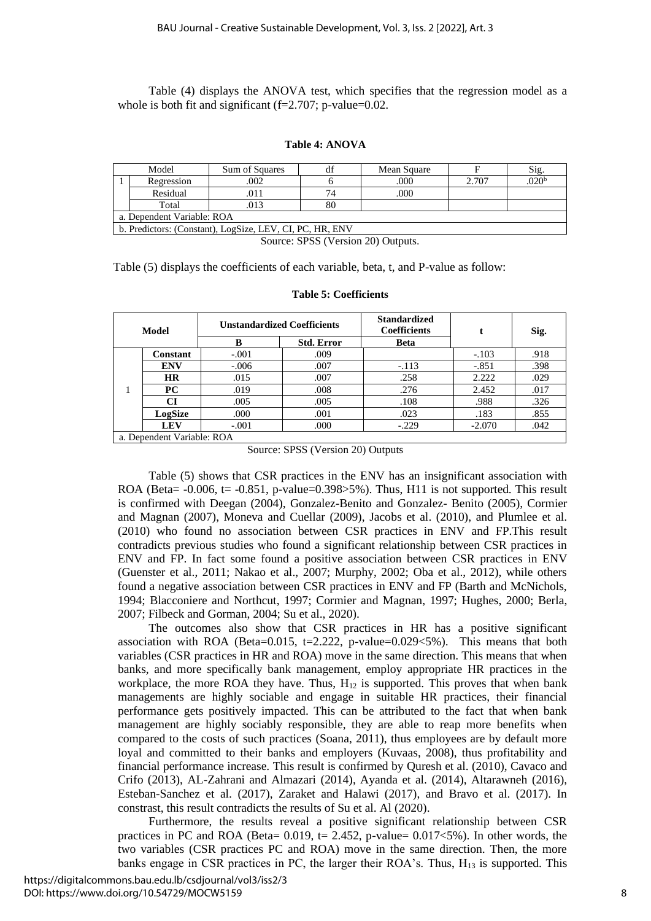Table (4) displays the ANOVA test, which specifies that the regression model as a whole is both fit and significant (f=2.707; p-value=0.02.

**Table 4: ANOVA**

| Model | | Sum of Squares | df | Mean Square | F | Sig. |
|---|---|---|---|---|---|---|
| 1 | Regression | .002 | 6 | .000 | 2.707 | .020[b] |
| | Residual | .011 | 74 | .000 | | |
| | Total | .013 | 80 | | | |
| a. Dependent Variable: ROA | | | | | | |
| b. Predictors: (Constant), LogSize, LEV, CI, PC, HR, ENV | | | | | | |

Source: SPSS (Version 20) Outputs.

Table (5) displays the coefficients of each variable, beta, t, and P-value as follow:

**Table 5: Coefficients**

| Model | | Unstandardized Coefficients | | Standardized Coefficients | t | Sig. |
|---|---|---|---|---|---|---|
| | | B | Std. Error | Beta | | |
| 1 | **Constant** | -.001 | .009 | | -.103 | .918 |
| | **ENV** | -.006 | .007 | -.113 | -.851 | .398 |
| | **HR** | .015 | .007 | .258 | 2.222 | .029 |
| | **PC** | .019 | .008 | .276 | 2.452 | .017 |
| | **CI** | .005 | .005 | .108 | .988 | .326 |
| | **LogSize** | .000 | .001 | .023 | .183 | .855 |
| | **LEV** | -.001 | .000 | -.229 | -2.070 | .042 |
| a. Dependent Variable: ROA | | | | | | |

Source: SPSS (Version 20) Outputs

Table (5) shows that CSR practices in the ENV has an insignificant association with ROA (Beta= -0.006, t= -0.851, p-value=0.398>5%). Thus, H11 is not supported. This result is confirmed with Deegan (2004), Gonzalez-Benito and Gonzalez- Benito (2005), Cormier and Magnan (2007), Moneva and Cuellar (2009), Jacobs et al. (2010), and Plumlee et al. (2010) who found no association between CSR practices in ENV and FP.This result contradicts previous studies who found a significant relationship between CSR practices in ENV and FP. In fact some found a positive association between CSR practices in ENV (Guenster et al., 2011; Nakao et al., 2007; Murphy, 2002; Oba et al., 2012), while others found a negative association between CSR practices in ENV and FP (Barth and McNichols, 1994; Blacconiere and Northcut, 1997; Cormier and Magnan, 1997; Hughes, 2000; Berla, 2007; Filbeck and Gorman, 2004; Su et al., 2020).

The outcomes also show that CSR practices in HR has a positive significant association with ROA (Beta=0.015, t=2.222, p-value=0.029<5%). This means that both variables (CSR practices in HR and ROA) move in the same direction. This means that when banks, and more specifically bank management, employ appropriate HR practices in the workplace, the more ROA they have. Thus, $H_{12}$ is supported. This proves that when bank managements are highly sociable and engage in suitable HR practices, their financial performance gets positively impacted. This can be attributed to the fact that when bank management are highly sociably responsible, they are able to reap more benefits when compared to the costs of such practices (Soana, 2011), thus employees are by default more loyal and committed to their banks and employers (Kuvaas, 2008), thus profitability and financial performance increase. This result is confirmed by Quresh et al. (2010), Cavaco and Crifo (2013), AL-Zahrani and Almazari (2014), Ayanda et al. (2014), Altarawneh (2016), Esteban-Sanchez et al. (2017), Zaraket and Halawi (2017), and Bravo et al. (2017). In constrast, this result contradicts the results of Su et al. Al (2020).

Furthermore, the results reveal a positive significant relationship between CSR practices in PC and ROA (Beta= 0.019, t= 2.452, p-value= 0.017<5%). In other words, the two variables (CSR practices PC and ROA) move in the same direction. Then, the more banks engage in CSR practices in PC, the larger their ROA's. Thus, $H_{13}$ is supported. This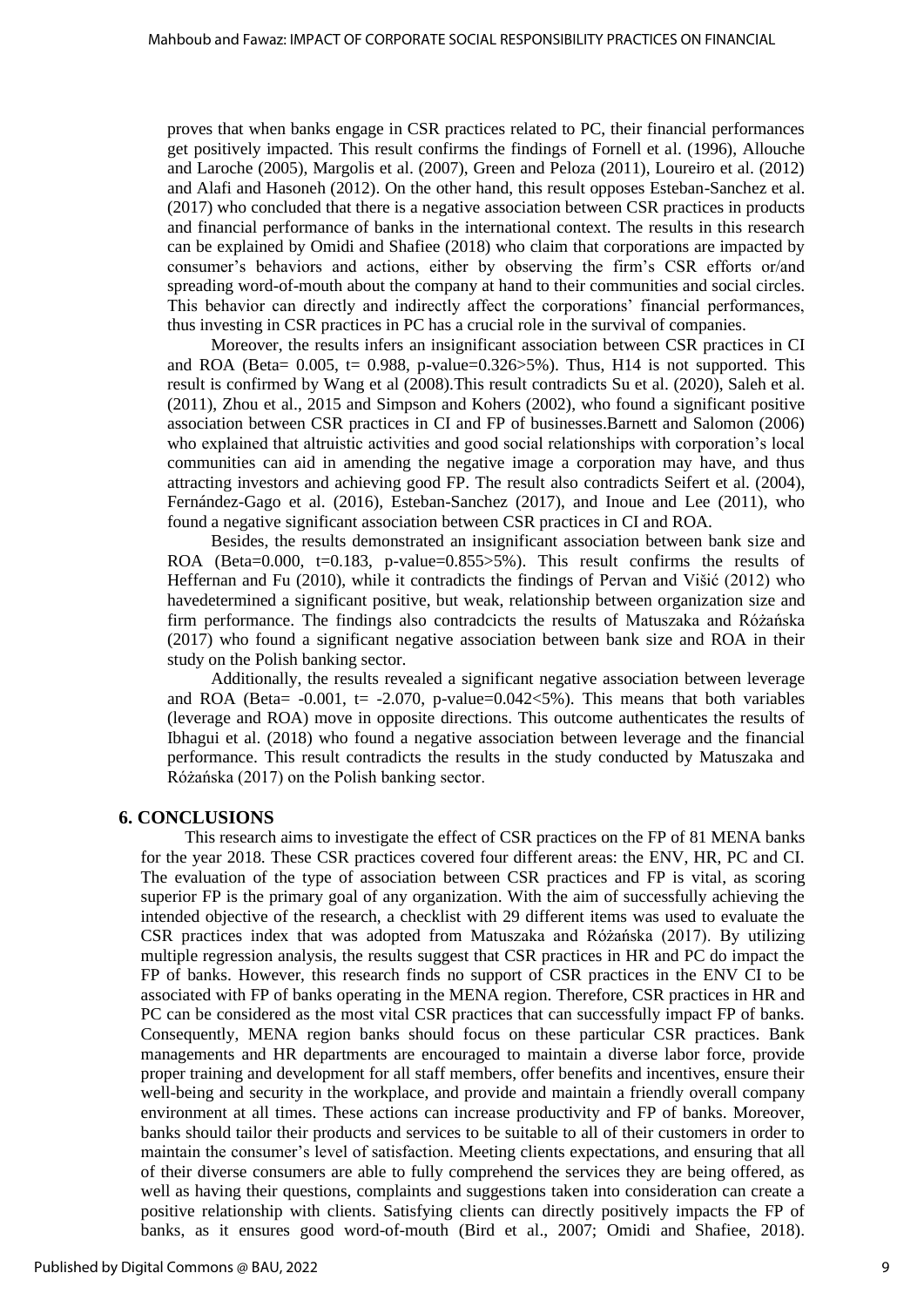proves that when banks engage in CSR practices related to PC, their financial performances get positively impacted. This result confirms the findings of Fornell et al. (1996), Allouche and Laroche (2005), Margolis et al. (2007), Green and Peloza (2011), Loureiro et al. (2012) and Alafi and Hasoneh (2012). On the other hand, this result opposes Esteban-Sanchez et al. (2017) who concluded that there is a negative association between CSR practices in products and financial performance of banks in the international context. The results in this research can be explained by Omidi and Shafiee (2018) who claim that corporations are impacted by consumer's behaviors and actions, either by observing the firm's CSR efforts or/and spreading word-of-mouth about the company at hand to their communities and social circles. This behavior can directly and indirectly affect the corporations' financial performances, thus investing in CSR practices in PC has a crucial role in the survival of companies.

Moreover, the results infers an insignificant association between CSR practices in CI and ROA (Beta= 0.005, t= 0.988, p-value=0.326>5%). Thus, H14 is not supported. This result is confirmed by Wang et al (2008).This result contradicts Su et al. (2020), Saleh et al. (2011), Zhou et al., 2015 and Simpson and Kohers (2002), who found a significant positive association between CSR practices in CI and FP of businesses.Barnett and Salomon (2006) who explained that altruistic activities and good social relationships with corporation's local communities can aid in amending the negative image a corporation may have, and thus attracting investors and achieving good FP. The result also contradicts Seifert et al. (2004), Fernández-Gago et al. (2016), Esteban-Sanchez (2017), and Inoue and Lee (2011), who found a negative significant association between CSR practices in CI and ROA.

Besides, the results demonstrated an insignificant association between bank size and ROA (Beta=0.000, t=0.183, p-value=0.855>5%). This result confirms the results of Heffernan and Fu (2010), while it contradicts the findings of Pervan and Višić (2012) who havedetermined a significant positive, but weak, relationship between organization size and firm performance. The findings also contradcicts the results of Matuszaka and Różańska (2017) who found a significant negative association between bank size and ROA in their study on the Polish banking sector.

Additionally, the results revealed a significant negative association between leverage and ROA (Beta= -0.001, t= -2.070, p-value=0.042<5%). This means that both variables (leverage and ROA) move in opposite directions. This outcome authenticates the results of Ibhagui et al. (2018) who found a negative association between leverage and the financial performance. This result contradicts the results in the study conducted by Matuszaka and Różańska (2017) on the Polish banking sector.

## 6. CONCLUSIONS

This research aims to investigate the effect of CSR practices on the FP of 81 MENA banks for the year 2018. These CSR practices covered four different areas: the ENV, HR, PC and CI. The evaluation of the type of association between CSR practices and FP is vital, as scoring superior FP is the primary goal of any organization. With the aim of successfully achieving the intended objective of the research, a checklist with 29 different items was used to evaluate the CSR practices index that was adopted from Matuszaka and Różańska (2017). By utilizing multiple regression analysis, the results suggest that CSR practices in HR and PC do impact the FP of banks. However, this research finds no support of CSR practices in the ENV CI to be associated with FP of banks operating in the MENA region. Therefore, CSR practices in HR and PC can be considered as the most vital CSR practices that can successfully impact FP of banks. Consequently, MENA region banks should focus on these particular CSR practices. Bank managements and HR departments are encouraged to maintain a diverse labor force, provide proper training and development for all staff members, offer benefits and incentives, ensure their well-being and security in the workplace, and provide and maintain a friendly overall company environment at all times. These actions can increase productivity and FP of banks. Moreover, banks should tailor their products and services to be suitable to all of their customers in order to maintain the consumer's level of satisfaction. Meeting clients expectations, and ensuring that all of their diverse consumers are able to fully comprehend the services they are being offered, as well as having their questions, complaints and suggestions taken into consideration can create a positive relationship with clients. Satisfying clients can directly positively impacts the FP of banks, as it ensures good word-of-mouth (Bird et al., 2007; Omidi and Shafiee, 2018).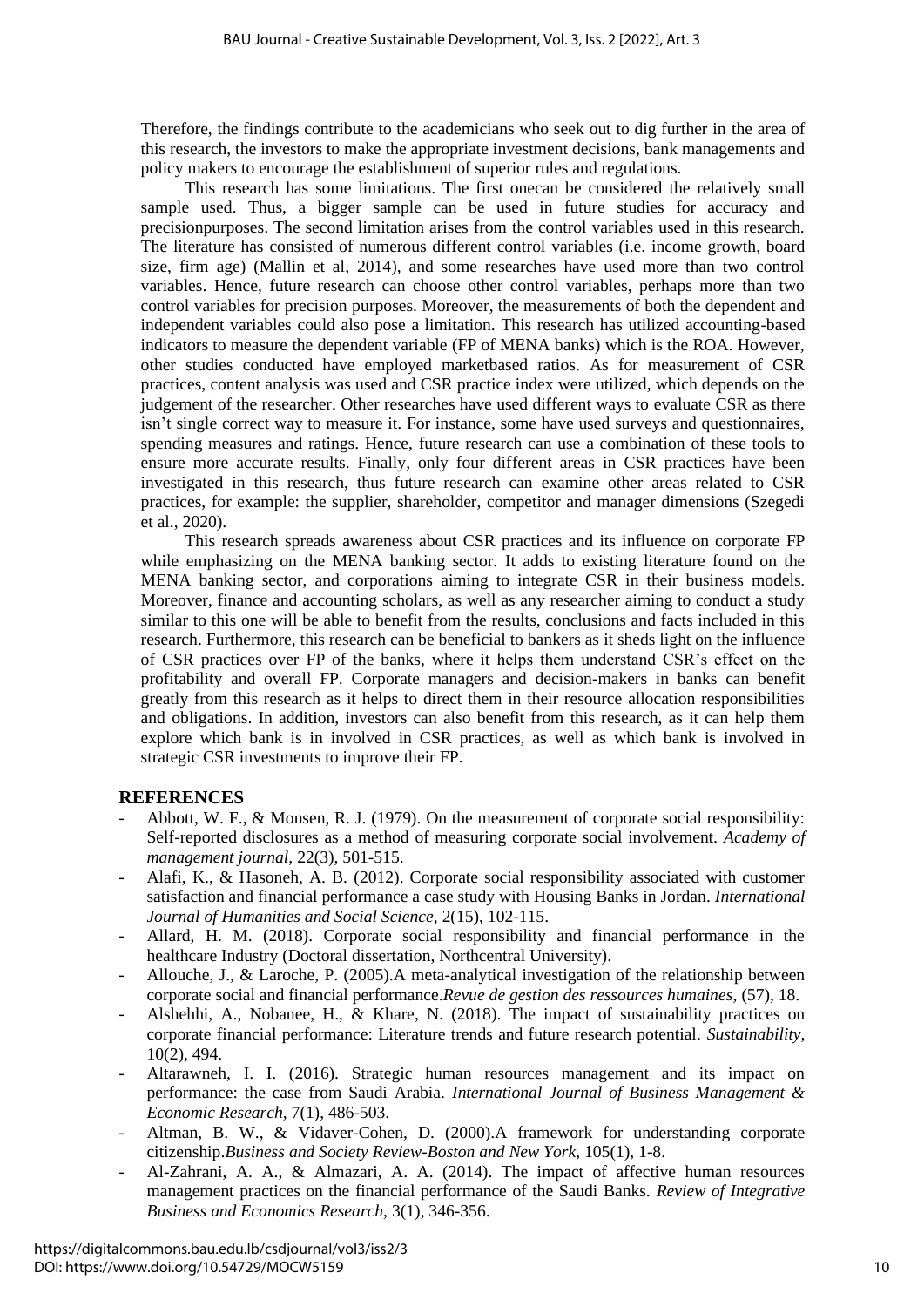Therefore, the findings contribute to the academicians who seek out to dig further in the area of this research, the investors to make the appropriate investment decisions, bank managements and policy makers to encourage the establishment of superior rules and regulations.

This research has some limitations. The first onecan be considered the relatively small sample used. Thus, a bigger sample can be used in future studies for accuracy and precisionpurposes. The second limitation arises from the control variables used in this research. The literature has consisted of numerous different control variables (i.e. income growth, board size, firm age) (Mallin et al, 2014), and some researches have used more than two control variables. Hence, future research can choose other control variables, perhaps more than two control variables for precision purposes. Moreover, the measurements of both the dependent and independent variables could also pose a limitation. This research has utilized accounting-based indicators to measure the dependent variable (FP of MENA banks) which is the ROA. However, other studies conducted have employed marketbased ratios. As for measurement of CSR practices, content analysis was used and CSR practice index were utilized, which depends on the judgement of the researcher. Other researches have used different ways to evaluate CSR as there isn't single correct way to measure it. For instance, some have used surveys and questionnaires, spending measures and ratings. Hence, future research can use a combination of these tools to ensure more accurate results. Finally, only four different areas in CSR practices have been investigated in this research, thus future research can examine other areas related to CSR practices, for example: the supplier, shareholder, competitor and manager dimensions (Szegedi et al., 2020).

This research spreads awareness about CSR practices and its influence on corporate FP while emphasizing on the MENA banking sector. It adds to existing literature found on the MENA banking sector, and corporations aiming to integrate CSR in their business models. Moreover, finance and accounting scholars, as well as any researcher aiming to conduct a study similar to this one will be able to benefit from the results, conclusions and facts included in this research. Furthermore, this research can be beneficial to bankers as it sheds light on the influence of CSR practices over FP of the banks, where it helps them understand CSR's effect on the profitability and overall FP. Corporate managers and decision-makers in banks can benefit greatly from this research as it helps to direct them in their resource allocation responsibilities and obligations. In addition, investors can also benefit from this research, as it can help them explore which bank is in involved in CSR practices, as well as which bank is involved in strategic CSR investments to improve their FP.

## REFERENCES

- Abbott, W. F., & Monsen, R. J. (1979). On the measurement of corporate social responsibility: Self-reported disclosures as a method of measuring corporate social involvement. *Academy of management journal*, 22(3), 501-515.
- Alafi, K., & Hasoneh, A. B. (2012). Corporate social responsibility associated with customer satisfaction and financial performance a case study with Housing Banks in Jordan. *International Journal of Humanities and Social Science,* 2(15), 102-115.
- Allard, H. M. (2018). Corporate social responsibility and financial performance in the healthcare Industry (Doctoral dissertation, Northcentral University).
- Allouche, J., & Laroche, P. (2005).A meta-analytical investigation of the relationship between corporate social and financial performance.*Revue de gestion des ressources humaines*, (57), 18.
- Alshehhi, A., Nobanee, H., & Khare, N. (2018). The impact of sustainability practices on corporate financial performance: Literature trends and future research potential. *Sustainability*, 10(2), 494.
- Altarawneh, I. I. (2016). Strategic human resources management and its impact on performance: the case from Saudi Arabia. *International Journal of Business Management & Economic Research,* 7(1), 486-503.
- Altman, B. W., & Vidaver-Cohen, D. (2000).A framework for understanding corporate citizenship.*Business and Society Review-Boston and New York,* 105(1), 1-8.
- Al-Zahrani, A. A., & Almazari, A. A. (2014). The impact of affective human resources management practices on the financial performance of the Saudi Banks. *Review of Integrative Business and Economics Research,* 3(1), 346-356.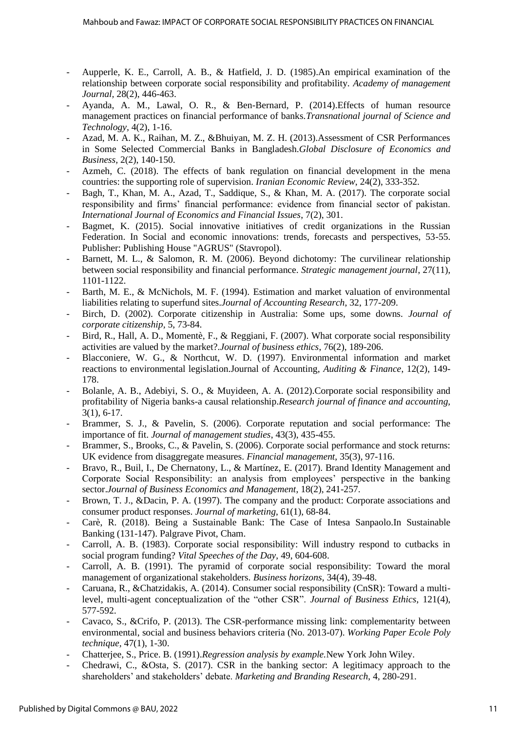- Aupperle, K. E., Carroll, A. B., & Hatfield, J. D. (1985).An empirical examination of the relationship between corporate social responsibility and profitability. *Academy of management Journal*, 28(2), 446-463.
- Ayanda, A. M., Lawal, O. R., & Ben-Bernard, P. (2014).Effects of human resource management practices on financial performance of banks.*Transnational journal of Science and Technology*, 4(2), 1-16.
- Azad, M. A. K., Raihan, M. Z., &Bhuiyan, M. Z. H. (2013).Assessment of CSR Performances in Some Selected Commercial Banks in Bangladesh.*Global Disclosure of Economics and Business*, 2(2), 140-150.
- Azmeh, C. (2018). The effects of bank regulation on financial development in the mena countries: the supporting role of supervision. *Iranian Economic Review*, 24(2), 333-352.
- Bagh, T., Khan, M. A., Azad, T., Saddique, S., & Khan, M. A. (2017). The corporate social responsibility and firms' financial performance: evidence from financial sector of pakistan. *International Journal of Economics and Financial Issues*, 7(2), 301.
- Bagmet, K. (2015). Social innovative initiatives of credit organizations in the Russian Federation. In Social and economic innovations: trends, forecasts and perspectives, 53-55. Publisher: Publishing House "AGRUS" (Stavropol).
- Barnett, M. L., & Salomon, R. M. (2006). Beyond dichotomy: The curvilinear relationship between social responsibility and financial performance. *Strategic management journal*, 27(11), 1101-1122.
- Barth, M. E., & McNichols, M. F. (1994). Estimation and market valuation of environmental liabilities relating to superfund sites.*Journal of Accounting Research*, 32, 177-209.
- Birch, D. (2002). Corporate citizenship in Australia: Some ups, some downs. *Journal of corporate citizenship*, 5, 73-84.
- Bird, R., Hall, A. D., Momentè, F., & Reggiani, F. (2007). What corporate social responsibility activities are valued by the market?.*Journal of business ethics*, 76(2), 189-206.
- Blacconiere, W. G., & Northcut, W. D. (1997). Environmental information and market reactions to environmental legislation.Journal of Accounting, *Auditing & Finance*, 12(2), 149-178.
- Bolanle, A. B., Adebiyi, S. O., & Muyideen, A. A. (2012).Corporate social responsibility and profitability of Nigeria banks-a causal relationship.*Research journal of finance and accounting*, 3(1), 6-17.
- Brammer, S. J., & Pavelin, S. (2006). Corporate reputation and social performance: The importance of fit. *Journal of management studies*, 43(3), 435-455.
- Brammer, S., Brooks, C., & Pavelin, S. (2006). Corporate social performance and stock returns: UK evidence from disaggregate measures. *Financial management*, 35(3), 97-116.
- Bravo, R., Buil, I., De Chernatony, L., & Martínez, E. (2017). Brand Identity Management and Corporate Social Responsibility: an analysis from employees' perspective in the banking sector.*Journal of Business Economics and Management*, 18(2), 241-257.
- Brown, T. J., &Dacin, P. A. (1997). The company and the product: Corporate associations and consumer product responses. *Journal of marketing*, 61(1), 68-84.
- Carè, R. (2018). Being a Sustainable Bank: The Case of Intesa Sanpaolo.In Sustainable Banking (131-147). Palgrave Pivot, Cham.
- Carroll, A. B. (1983). Corporate social responsibility: Will industry respond to cutbacks in social program funding? *Vital Speeches of the Day*, 49, 604-608.
- Carroll, A. B. (1991). The pyramid of corporate social responsibility: Toward the moral management of organizational stakeholders. *Business horizons*, 34(4), 39-48.
- Caruana, R., &Chatzidakis, A. (2014). Consumer social responsibility (CnSR): Toward a multi-level, multi-agent conceptualization of the "other CSR". *Journal of Business Ethics*, 121(4), 577-592.
- Cavaco, S., &Crifo, P. (2013). The CSR-performance missing link: complementarity between environmental, social and business behaviors criteria (No. 2013-07). *Working Paper Ecole Poly technique*, 47(1), 1-30.
- Chatterjee, S., Price. B. (1991).*Regression analysis by example.*New York John Wiley.
- Chedrawi, C., &Osta, S. (2017). CSR in the banking sector: A legitimacy approach to the shareholders' and stakeholders' debate. *Marketing and Branding Research*, 4, 280-291.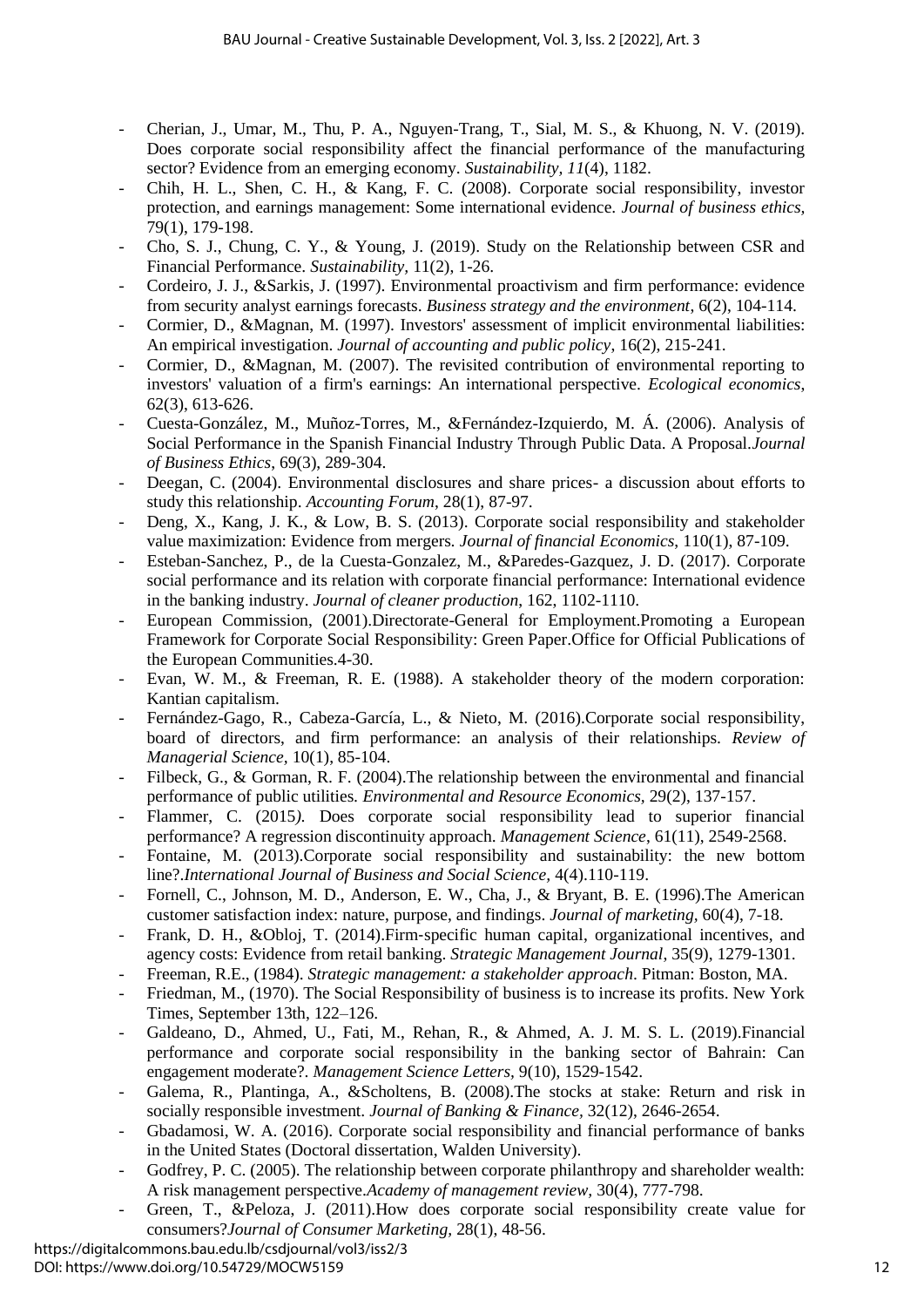- Cherian, J., Umar, M., Thu, P. A., Nguyen-Trang, T., Sial, M. S., & Khuong, N. V. (2019). Does corporate social responsibility affect the financial performance of the manufacturing sector? Evidence from an emerging economy. *Sustainability, 11*(4), 1182.
- Chih, H. L., Shen, C. H., & Kang, F. C. (2008). Corporate social responsibility, investor protection, and earnings management: Some international evidence. *Journal of business ethics,* 79(1), 179-198.
- Cho, S. J., Chung, C. Y., & Young, J. (2019). Study on the Relationship between CSR and Financial Performance. *Sustainability,* 11(2), 1-26.
- Cordeiro, J. J., &Sarkis, J. (1997). Environmental proactivism and firm performance: evidence from security analyst earnings forecasts. *Business strategy and the environment*, 6(2), 104-114.
- Cormier, D., &Magnan, M. (1997). Investors' assessment of implicit environmental liabilities: An empirical investigation. *Journal of accounting and public policy*, 16(2), 215-241.
- Cormier, D., &Magnan, M. (2007). The revisited contribution of environmental reporting to investors' valuation of a firm's earnings: An international perspective. *Ecological economics*, 62(3), 613-626.
- Cuesta-González, M., Muñoz-Torres, M., &Fernández-Izquierdo, M. Á. (2006). Analysis of Social Performance in the Spanish Financial Industry Through Public Data. A Proposal.*Journal of Business Ethics*, 69(3), 289-304.
- Deegan, C. (2004). Environmental disclosures and share prices- a discussion about efforts to study this relationship. *Accounting Forum*, 28(1), 87-97.
- Deng, X., Kang, J. K., & Low, B. S. (2013). Corporate social responsibility and stakeholder value maximization: Evidence from mergers. *Journal of financial Economics*, 110(1), 87-109.
- Esteban-Sanchez, P., de la Cuesta-Gonzalez, M., &Paredes-Gazquez, J. D. (2017). Corporate social performance and its relation with corporate financial performance: International evidence in the banking industry. *Journal of cleaner production*, 162, 1102-1110.
- European Commission, (2001).Directorate-General for Employment.Promoting a European Framework for Corporate Social Responsibility: Green Paper.Office for Official Publications of the European Communities.4-30.
- Evan, W. M., & Freeman, R. E. (1988). A stakeholder theory of the modern corporation: Kantian capitalism.
- Fernández-Gago, R., Cabeza-García, L., & Nieto, M. (2016).Corporate social responsibility, board of directors, and firm performance: an analysis of their relationships. *Review of Managerial Science,* 10(1), 85-104.
- Filbeck, G., & Gorman, R. F. (2004).The relationship between the environmental and financial performance of public utilities. *Environmental and Resource Economics,* 29(2), 137-157.
- Flammer, C. (2015*).* Does corporate social responsibility lead to superior financial performance? A regression discontinuity approach. *Management Science*, 61(11), 2549-2568.
- Fontaine, M. (2013).Corporate social responsibility and sustainability: the new bottom line?.*International Journal of Business and Social Science,* 4(4).110-119.
- Fornell, C., Johnson, M. D., Anderson, E. W., Cha, J., & Bryant, B. E. (1996).The American customer satisfaction index: nature, purpose, and findings. *Journal of marketing,* 60(4), 7-18.
- Frank, D. H., &Obloj, T. (2014).Firm-specific human capital, organizational incentives, and agency costs: Evidence from retail banking. *Strategic Management Journal*, 35(9), 1279-1301.
- Freeman, R.E., (1984). *Strategic management: a stakeholder approach*. Pitman: Boston, MA.
- Friedman, M., (1970). The Social Responsibility of business is to increase its profits. New York Times, September 13th, 122–126.
- Galdeano, D., Ahmed, U., Fati, M., Rehan, R., & Ahmed, A. J. M. S. L. (2019).Financial performance and corporate social responsibility in the banking sector of Bahrain: Can engagement moderate?. *Management Science Letters,* 9(10), 1529-1542.
- Galema, R., Plantinga, A., &Scholtens, B. (2008).The stocks at stake: Return and risk in socially responsible investment. *Journal of Banking & Finance,* 32(12), 2646-2654.
- Gbadamosi, W. A. (2016). Corporate social responsibility and financial performance of banks in the United States (Doctoral dissertation, Walden University).
- Godfrey, P. C. (2005). The relationship between corporate philanthropy and shareholder wealth: A risk management perspective.*Academy of management review,* 30(4), 777-798.
- Green, T., &Peloza, J. (2011).How does corporate social responsibility create value for consumers?*Journal of Consumer Marketing,* 28(1), 48-56.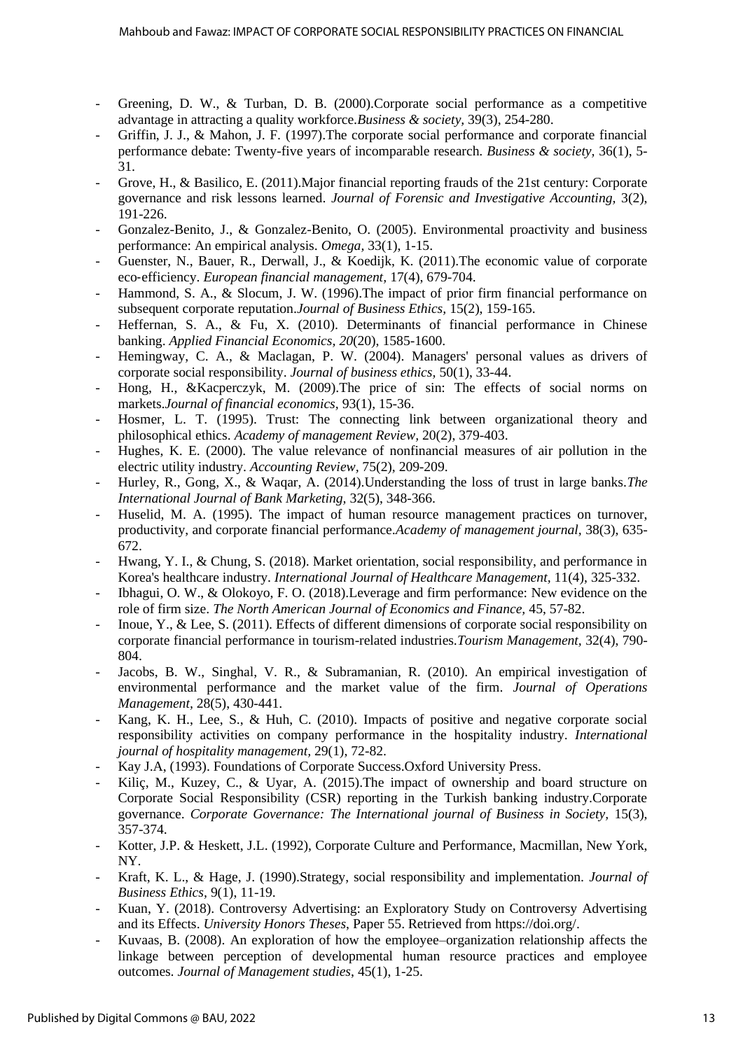- Greening, D. W., & Turban, D. B. (2000).Corporate social performance as a competitive advantage in attracting a quality workforce.*Business & society*, 39(3), 254-280.
- Griffin, J. J., & Mahon, J. F. (1997).The corporate social performance and corporate financial performance debate: Twenty-five years of incomparable research. *Business & society*, 36(1), 5-31.
- Grove, H., & Basilico, E. (2011).Major financial reporting frauds of the 21st century: Corporate governance and risk lessons learned. *Journal of Forensic and Investigative Accounting*, 3(2), 191-226.
- Gonzalez-Benito, J., & Gonzalez-Benito, O. (2005). Environmental proactivity and business performance: An empirical analysis. *Omega*, 33(1), 1-15.
- Guenster, N., Bauer, R., Derwall, J., & Koedijk, K. (2011).The economic value of corporate eco‐efficiency. *European financial management*, 17(4), 679-704.
- Hammond, S. A., & Slocum, J. W. (1996).The impact of prior firm financial performance on subsequent corporate reputation.*Journal of Business Ethics*, 15(2), 159-165.
- Heffernan, S. A., & Fu, X. (2010). Determinants of financial performance in Chinese banking. *Applied Financial Economics*, *20*(20), 1585-1600.
- Hemingway, C. A., & Maclagan, P. W. (2004). Managers' personal values as drivers of corporate social responsibility. *Journal of business ethics*, 50(1), 33-44.
- Hong, H., &Kacperczyk, M. (2009).The price of sin: The effects of social norms on markets.*Journal of financial economics*, 93(1), 15-36.
- Hosmer, L. T. (1995). Trust: The connecting link between organizational theory and philosophical ethics. *Academy of management Review*, 20(2), 379-403.
- Hughes, K. E. (2000). The value relevance of nonfinancial measures of air pollution in the electric utility industry. *Accounting Review*, 75(2), 209-209.
- Hurley, R., Gong, X., & Waqar, A. (2014).Understanding the loss of trust in large banks.*The International Journal of Bank Marketing*, 32(5), 348-366.
- Huselid, M. A. (1995). The impact of human resource management practices on turnover, productivity, and corporate financial performance.*Academy of management journal*, 38(3), 635-672.
- Hwang, Y. I., & Chung, S. (2018). Market orientation, social responsibility, and performance in Korea's healthcare industry. *International Journal of Healthcare Management*, 11(4), 325-332.
- Ibhagui, O. W., & Olokoyo, F. O. (2018).Leverage and firm performance: New evidence on the role of firm size. *The North American Journal of Economics and Finance*, 45, 57-82.
- Inoue, Y., & Lee, S. (2011). Effects of different dimensions of corporate social responsibility on corporate financial performance in tourism-related industries.*Tourism Management*, 32(4), 790-804.
- Jacobs, B. W., Singhal, V. R., & Subramanian, R. (2010). An empirical investigation of environmental performance and the market value of the firm. *Journal of Operations Management*, 28(5), 430-441.
- Kang, K. H., Lee, S., & Huh, C. (2010). Impacts of positive and negative corporate social responsibility activities on company performance in the hospitality industry. *International journal of hospitality management*, 29(1), 72-82.
- Kay J.A, (1993). Foundations of Corporate Success.Oxford University Press.
- Kiliç, M., Kuzey, C., & Uyar, A. (2015).The impact of ownership and board structure on Corporate Social Responsibility (CSR) reporting in the Turkish banking industry.Corporate governance. *Corporate Governance: The International journal of Business in Society*, 15(3), 357-374.
- Kotter, J.P. & Heskett, J.L. (1992), Corporate Culture and Performance, Macmillan, New York, NY.
- Kraft, K. L., & Hage, J. (1990).Strategy, social responsibility and implementation. *Journal of Business Ethics*, 9(1), 11-19.
- Kuan, Y. (2018). Controversy Advertising: an Exploratory Study on Controversy Advertising and its Effects. *University Honors Theses*, Paper 55. Retrieved from https://doi.org/.
- Kuvaas, B. (2008). An exploration of how the employee–organization relationship affects the linkage between perception of developmental human resource practices and employee outcomes. *Journal of Management studies*, 45(1), 1-25.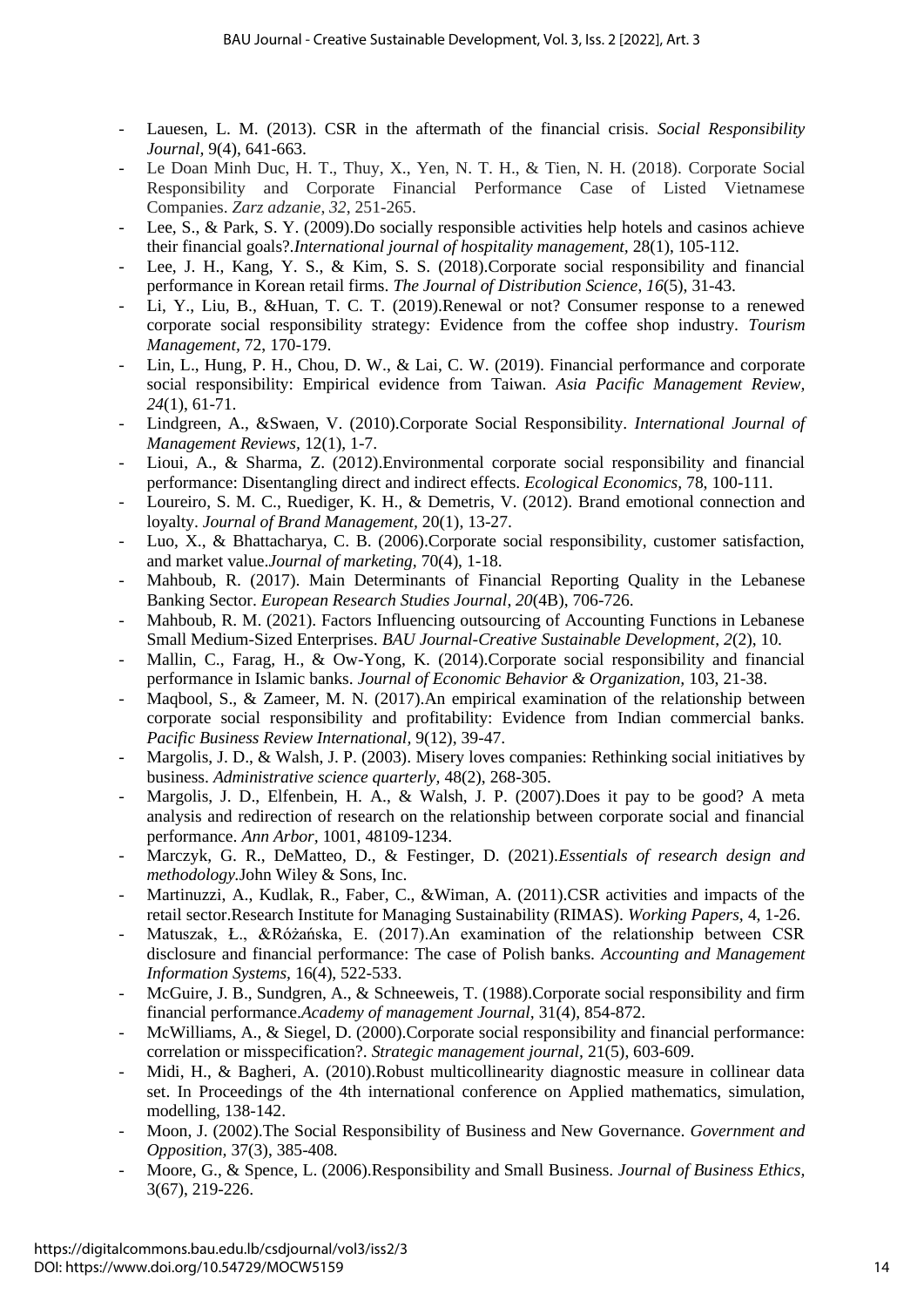- Lauesen, L. M. (2013). CSR in the aftermath of the financial crisis. *Social Responsibility Journal,* 9(4), 641-663.
- Le Doan Minh Duc, H. T., Thuy, X., Yen, N. T. H., & Tien, N. H. (2018). Corporate Social Responsibility and Corporate Financial Performance Case of Listed Vietnamese Companies. *Zarz adzanie*, *32*, 251-265.
- Lee, S., & Park, S. Y. (2009).Do socially responsible activities help hotels and casinos achieve their financial goals?.*International journal of hospitality management*, 28(1), 105-112.
- Lee, J. H., Kang, Y. S., & Kim, S. S. (2018).Corporate social responsibility and financial performance in Korean retail firms. *The Journal of Distribution Science*, *16*(5), 31-43.
- Li, Y., Liu, B., &Huan, T. C. T. (2019).Renewal or not? Consumer response to a renewed corporate social responsibility strategy: Evidence from the coffee shop industry. *Tourism Management,* 72, 170-179.
- Lin, L., Hung, P. H., Chou, D. W., & Lai, C. W. (2019). Financial performance and corporate social responsibility: Empirical evidence from Taiwan. *Asia Pacific Management Review*, *24*(1), 61-71.
- Lindgreen, A., &Swaen, V. (2010).Corporate Social Responsibility. *International Journal of Management Reviews,* 12(1), 1-7.
- Lioui, A., & Sharma, Z. (2012).Environmental corporate social responsibility and financial performance: Disentangling direct and indirect effects. *Ecological Economics,* 78, 100-111.
- Loureiro, S. M. C., Ruediger, K. H., & Demetris, V. (2012). Brand emotional connection and loyalty. *Journal of Brand Management,* 20(1), 13-27.
- Luo, X., & Bhattacharya, C. B. (2006).Corporate social responsibility, customer satisfaction, and market value.*Journal of marketing,* 70(4), 1-18.
- Mahboub, R. (2017). Main Determinants of Financial Reporting Quality in the Lebanese Banking Sector. *European Research Studies Journal*, *20*(4B), 706-726.
- Mahboub, R. M. (2021). Factors Influencing outsourcing of Accounting Functions in Lebanese Small Medium-Sized Enterprises. *BAU Journal-Creative Sustainable Development*, *2*(2), 10.
- Mallin, C., Farag, H., & Ow-Yong, K. (2014).Corporate social responsibility and financial performance in Islamic banks. *Journal of Economic Behavior & Organization,* 103, 21-38.
- Maqbool, S., & Zameer, M. N. (2017).An empirical examination of the relationship between corporate social responsibility and profitability: Evidence from Indian commercial banks. *Pacific Business Review International*, 9(12), 39-47.
- Margolis, J. D., & Walsh, J. P. (2003). Misery loves companies: Rethinking social initiatives by business. *Administrative science quarterly,* 48(2), 268-305.
- Margolis, J. D., Elfenbein, H. A., & Walsh, J. P. (2007).Does it pay to be good? A meta analysis and redirection of research on the relationship between corporate social and financial performance. *Ann Arbor*, 1001, 48109-1234.
- Marczyk, G. R., DeMatteo, D., & Festinger, D. (2021).*Essentials of research design and methodology*.John Wiley & Sons, Inc.
- Martinuzzi, A., Kudlak, R., Faber, C., &Wiman, A. (2011).CSR activities and impacts of the retail sector.Research Institute for Managing Sustainability (RIMAS). *Working Papers,* 4, 1-26.
- Matuszak, Ł., &Różańska, E. (2017).An examination of the relationship between CSR disclosure and financial performance: The case of Polish banks. *Accounting and Management Information Systems,* 16(4), 522-533.
- McGuire, J. B., Sundgren, A., & Schneeweis, T. (1988).Corporate social responsibility and firm financial performance.*Academy of management Journal,* 31(4), 854-872.
- McWilliams, A., & Siegel, D. (2000).Corporate social responsibility and financial performance: correlation or misspecification?. *Strategic management journal,* 21(5), 603-609.
- Midi, H., & Bagheri, A. (2010).Robust multicollinearity diagnostic measure in collinear data set. In Proceedings of the 4th international conference on Applied mathematics, simulation, modelling, 138-142.
- Moon, J. (2002).The Social Responsibility of Business and New Governance. *Government and Opposition,* 37(3), 385-408.
- Moore, G., & Spence, L. (2006).Responsibility and Small Business. *Journal of Business Ethics,* 3(67), 219-226.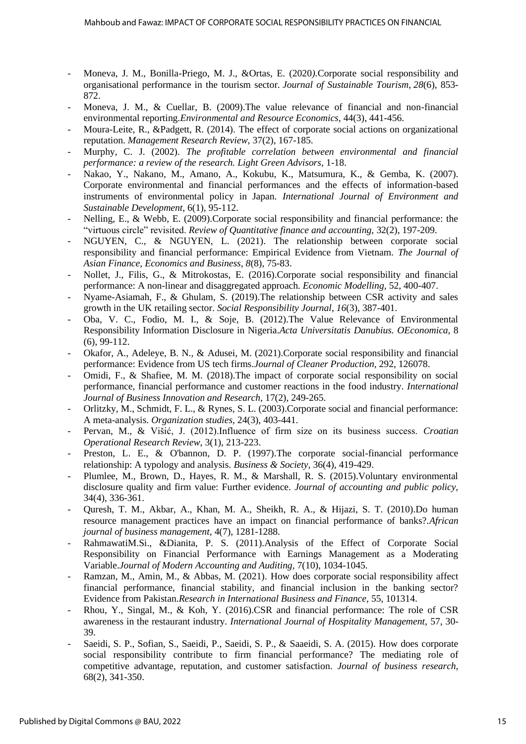- Moneva, J. M., Bonilla-Priego, M. J., &Ortas, E. (2020).Corporate social responsibility and organisational performance in the tourism sector. *Journal of Sustainable Tourism*, *28*(6), 853-872.
- Moneva, J. M., & Cuellar, B. (2009).The value relevance of financial and non-financial environmental reporting.*Environmental and Resource Economics*, 44(3), 441-456.
- Moura-Leite, R., &Padgett, R. (2014). The effect of corporate social actions on organizational reputation. *Management Research Review*, 37(2), 167-185.
- Murphy, C. J. (2002). *The profitable correlation between environmental and financial performance: a review of the research. Light Green Advisors*, 1-18.
- Nakao, Y., Nakano, M., Amano, A., Kokubu, K., Matsumura, K., & Gemba, K. (2007). Corporate environmental and financial performances and the effects of information-based instruments of environmental policy in Japan. *International Journal of Environment and Sustainable Development*, 6(1), 95-112.
- Nelling, E., & Webb, E. (2009).Corporate social responsibility and financial performance: the "virtuous circle" revisited. *Review of Quantitative finance and accounting*, 32(2), 197-209.
- NGUYEN, C., & NGUYEN, L. (2021). The relationship between corporate social responsibility and financial performance: Empirical Evidence from Vietnam. *The Journal of Asian Finance, Economics and Business*, *8*(8), 75-83.
- Nollet, J., Filis, G., & Mitrokostas, E. (2016).Corporate social responsibility and financial performance: A non-linear and disaggregated approach. *Economic Modelling*, 52, 400-407.
- Nyame-Asiamah, F., & Ghulam, S. (2019).The relationship between CSR activity and sales growth in the UK retailing sector. *Social Responsibility Journal*, *16*(3), 387-401.
- Oba, V. C., Fodio, M. I., & Soje, B. (2012).The Value Relevance of Environmental Responsibility Information Disclosure in Nigeria.*Acta Universitatis Danubius. OEconomica*, 8 (6), 99-112.
- Okafor, A., Adeleye, B. N., & Adusei, M. (2021).Corporate social responsibility and financial performance: Evidence from US tech firms.*Journal of Cleaner Production*, 292, 126078.
- Omidi, F., & Shafiee, M. M. (2018).The impact of corporate social responsibility on social performance, financial performance and customer reactions in the food industry. *International Journal of Business Innovation and Research*, 17(2), 249-265.
- Orlitzky, M., Schmidt, F. L., & Rynes, S. L. (2003).Corporate social and financial performance: A meta-analysis. *Organization studies*, 24(3), 403-441.
- Pervan, M., & Višić, J. (2012).Influence of firm size on its business success. *Croatian Operational Research Review*, 3(1), 213-223.
- Preston, L. E., & O'bannon, D. P. (1997).The corporate social-financial performance relationship: A typology and analysis. *Business & Society*, 36(4), 419-429.
- Plumlee, M., Brown, D., Hayes, R. M., & Marshall, R. S. (2015).Voluntary environmental disclosure quality and firm value: Further evidence. *Journal of accounting and public policy*, 34(4), 336-361.
- Quresh, T. M., Akbar, A., Khan, M. A., Sheikh, R. A., & Hijazi, S. T. (2010).Do human resource management practices have an impact on financial performance of banks?.*African journal of business management*, 4(7), 1281-1288.
- RahmawatiM.Si., &Dianita, P. S. (2011).Analysis of the Effect of Corporate Social Responsibility on Financial Performance with Earnings Management as a Moderating Variable.*Journal of Modern Accounting and Auditing*, 7(10), 1034-1045.
- Ramzan, M., Amin, M., & Abbas, M. (2021). How does corporate social responsibility affect financial performance, financial stability, and financial inclusion in the banking sector? Evidence from Pakistan.*Research in International Business and Finance*, 55, 101314.
- Rhou, Y., Singal, M., & Koh, Y. (2016).CSR and financial performance: The role of CSR awareness in the restaurant industry. *International Journal of Hospitality Management*, 57, 30-39.
- Saeidi, S. P., Sofian, S., Saeidi, P., Saeidi, S. P., & Saaeidi, S. A. (2015). How does corporate social responsibility contribute to firm financial performance? The mediating role of competitive advantage, reputation, and customer satisfaction. *Journal of business research*, 68(2), 341-350.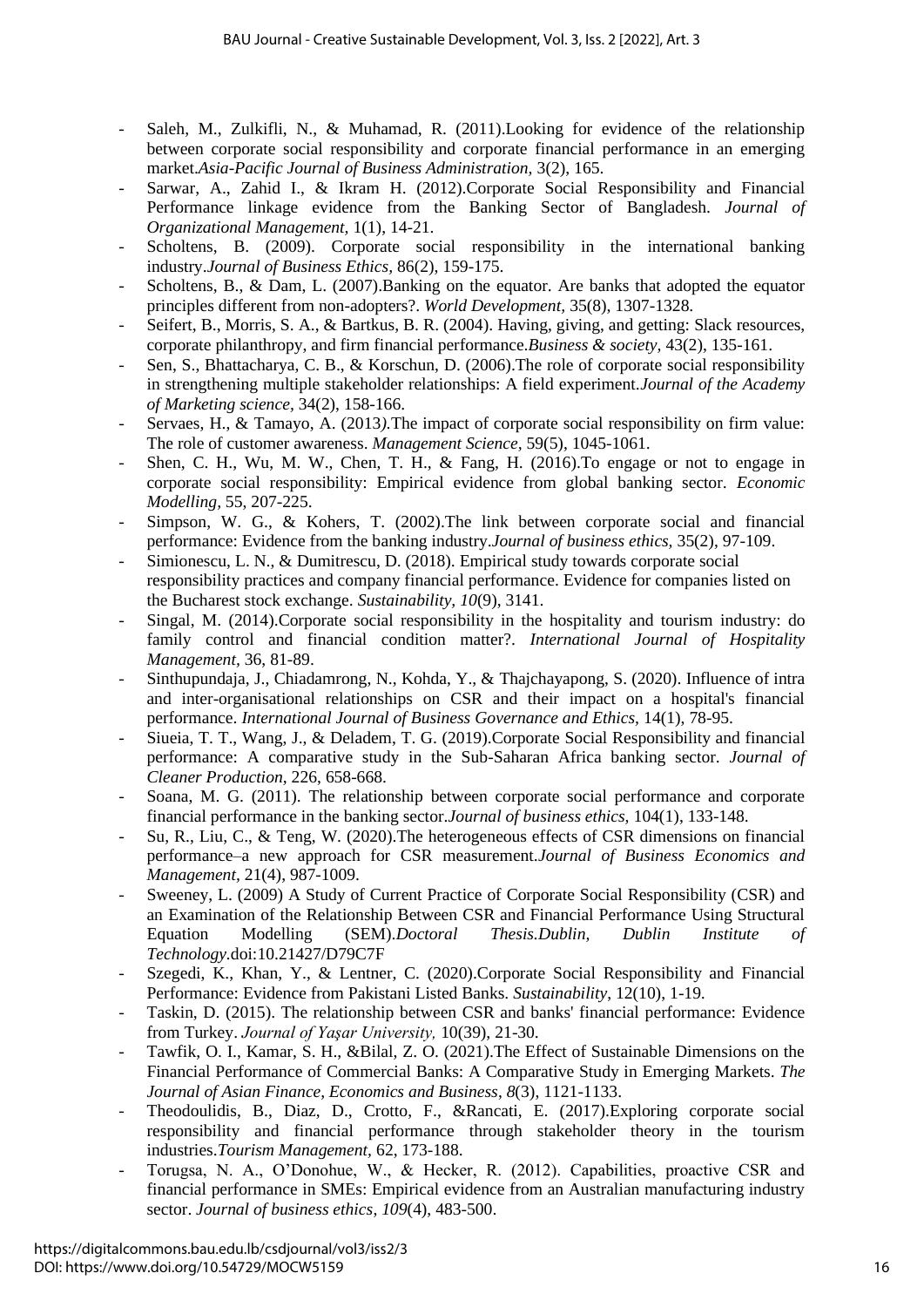- Saleh, M., Zulkifli, N., & Muhamad, R. (2011).Looking for evidence of the relationship between corporate social responsibility and corporate financial performance in an emerging market.*Asia-Pacific Journal of Business Administration,* 3(2), 165.
- Sarwar, A., Zahid I., & Ikram H. (2012).Corporate Social Responsibility and Financial Performance linkage evidence from the Banking Sector of Bangladesh. *Journal of Organizational Management,* 1(1), 14-21.
- Scholtens, B. (2009). Corporate social responsibility in the international banking industry.*Journal of Business Ethics,* 86(2), 159-175.
- Scholtens, B., & Dam, L. (2007).Banking on the equator. Are banks that adopted the equator principles different from non-adopters?. *World Development,* 35(8), 1307-1328.
- Seifert, B., Morris, S. A., & Bartkus, B. R. (2004). Having, giving, and getting: Slack resources, corporate philanthropy, and firm financial performance.*Business & society,* 43(2), 135-161.
- Sen, S., Bhattacharya, C. B., & Korschun, D. (2006).The role of corporate social responsibility in strengthening multiple stakeholder relationships: A field experiment.*Journal of the Academy of Marketing science,* 34(2), 158-166.
- Servaes, H., & Tamayo, A. (2013).The impact of corporate social responsibility on firm value: The role of customer awareness. *Management Science*, 59(5), 1045-1061.
- Shen, C. H., Wu, M. W., Chen, T. H., & Fang, H. (2016).To engage or not to engage in corporate social responsibility: Empirical evidence from global banking sector. *Economic Modelling,* 55, 207-225.
- Simpson, W. G., & Kohers, T. (2002).The link between corporate social and financial performance: Evidence from the banking industry.*Journal of business ethics,* 35(2), 97-109.
- Simionescu, L. N., & Dumitrescu, D. (2018). Empirical study towards corporate social responsibility practices and company financial performance. Evidence for companies listed on the Bucharest stock exchange. *Sustainability, 10*(9), 3141.
- Singal, M. (2014).Corporate social responsibility in the hospitality and tourism industry: do family control and financial condition matter?. *International Journal of Hospitality Management,* 36, 81-89.
- Sinthupundaja, J., Chiadamrong, N., Kohda, Y., & Thajchayapong, S. (2020). Influence of intra and inter-organisational relationships on CSR and their impact on a hospital's financial performance. *International Journal of Business Governance and Ethics*, 14(1), 78-95.
- Siueia, T. T., Wang, J., & Deladem, T. G. (2019).Corporate Social Responsibility and financial performance: A comparative study in the Sub-Saharan Africa banking sector. *Journal of Cleaner Production*, 226, 658-668.
- Soana, M. G. (2011). The relationship between corporate social performance and corporate financial performance in the banking sector.*Journal of business ethics,* 104(1), 133-148.
- Su, R., Liu, C., & Teng, W. (2020).The heterogeneous effects of CSR dimensions on financial performance–a new approach for CSR measurement.*Journal of Business Economics and Management*, 21(4), 987-1009.
- Sweeney, L. (2009) A Study of Current Practice of Corporate Social Responsibility (CSR) and an Examination of the Relationship Between CSR and Financial Performance Using Structural Equation Modelling (SEM).*Doctoral Thesis.Dublin, Dublin Institute of Technology*.doi:10.21427/D79C7F
- Szegedi, K., Khan, Y., & Lentner, C. (2020).Corporate Social Responsibility and Financial Performance: Evidence from Pakistani Listed Banks. *Sustainability*, 12(10), 1-19.
- Taskin, D. (2015). The relationship between CSR and banks' financial performance: Evidence from Turkey. *Journal of Yaşar University,* 10(39), 21-30.
- Tawfik, O. I., Kamar, S. H., &Bilal, Z. O. (2021).The Effect of Sustainable Dimensions on the Financial Performance of Commercial Banks: A Comparative Study in Emerging Markets. *The Journal of Asian Finance, Economics and Business, 8*(3), 1121-1133.
- Theodoulidis, B., Diaz, D., Crotto, F., &Rancati, E. (2017).Exploring corporate social responsibility and financial performance through stakeholder theory in the tourism industries.*Tourism Management,* 62, 173-188.
- Torugsa, N. A., O'Donohue, W., & Hecker, R. (2012). Capabilities, proactive CSR and financial performance in SMEs: Empirical evidence from an Australian manufacturing industry sector. *Journal of business ethics*, *109*(4), 483-500.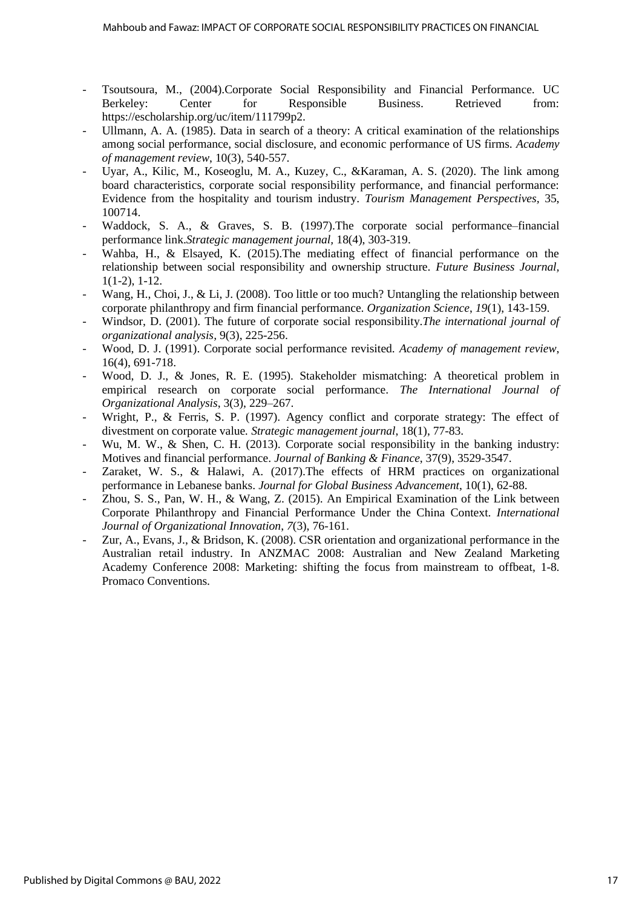- Tsoutsoura, M., (2004).Corporate Social Responsibility and Financial Performance. UC Berkeley: Center for Responsible Business. Retrieved from: https://escholarship.org/uc/item/111799p2.
- Ullmann, A. A. (1985). Data in search of a theory: A critical examination of the relationships among social performance, social disclosure, and economic performance of US firms. *Academy of management review*, 10(3), 540-557.
- Uyar, A., Kilic, M., Koseoglu, M. A., Kuzey, C., &Karaman, A. S. (2020). The link among board characteristics, corporate social responsibility performance, and financial performance: Evidence from the hospitality and tourism industry. *Tourism Management Perspectives*, 35, 100714.
- Waddock, S. A., & Graves, S. B. (1997).The corporate social performance–financial performance link.*Strategic management journal*, 18(4), 303-319.
- Wahba, H., & Elsayed, K. (2015).The mediating effect of financial performance on the relationship between social responsibility and ownership structure. *Future Business Journal*, 1(1-2), 1-12.
- Wang, H., Choi, J., & Li, J. (2008). Too little or too much? Untangling the relationship between corporate philanthropy and firm financial performance. *Organization Science*, *19*(1), 143-159.
- Windsor, D. (2001). The future of corporate social responsibility.*The international journal of organizational analysis*, 9(3), 225-256.
- Wood, D. J. (1991). Corporate social performance revisited. *Academy of management review*, 16(4), 691-718.
- Wood, D. J., & Jones, R. E. (1995). Stakeholder mismatching: A theoretical problem in empirical research on corporate social performance. *The International Journal of Organizational Analysis*, 3(3), 229–267.
- Wright, P., & Ferris, S. P. (1997). Agency conflict and corporate strategy: The effect of divestment on corporate value. *Strategic management journal*, 18(1), 77-83.
- Wu, M. W., & Shen, C. H. (2013). Corporate social responsibility in the banking industry: Motives and financial performance. *Journal of Banking & Finance*, 37(9), 3529-3547.
- Zaraket, W. S., & Halawi, A. (2017).The effects of HRM practices on organizational performance in Lebanese banks. *Journal for Global Business Advancement*, 10(1), 62-88.
- Zhou, S. S., Pan, W. H., & Wang, Z. (2015). An Empirical Examination of the Link between Corporate Philanthropy and Financial Performance Under the China Context. *International Journal of Organizational Innovation*, *7*(3), 76-161.
- Zur, A., Evans, J., & Bridson, K. (2008). CSR orientation and organizational performance in the Australian retail industry. In ANZMAC 2008: Australian and New Zealand Marketing Academy Conference 2008: Marketing: shifting the focus from mainstream to offbeat, 1-8. Promaco Conventions.